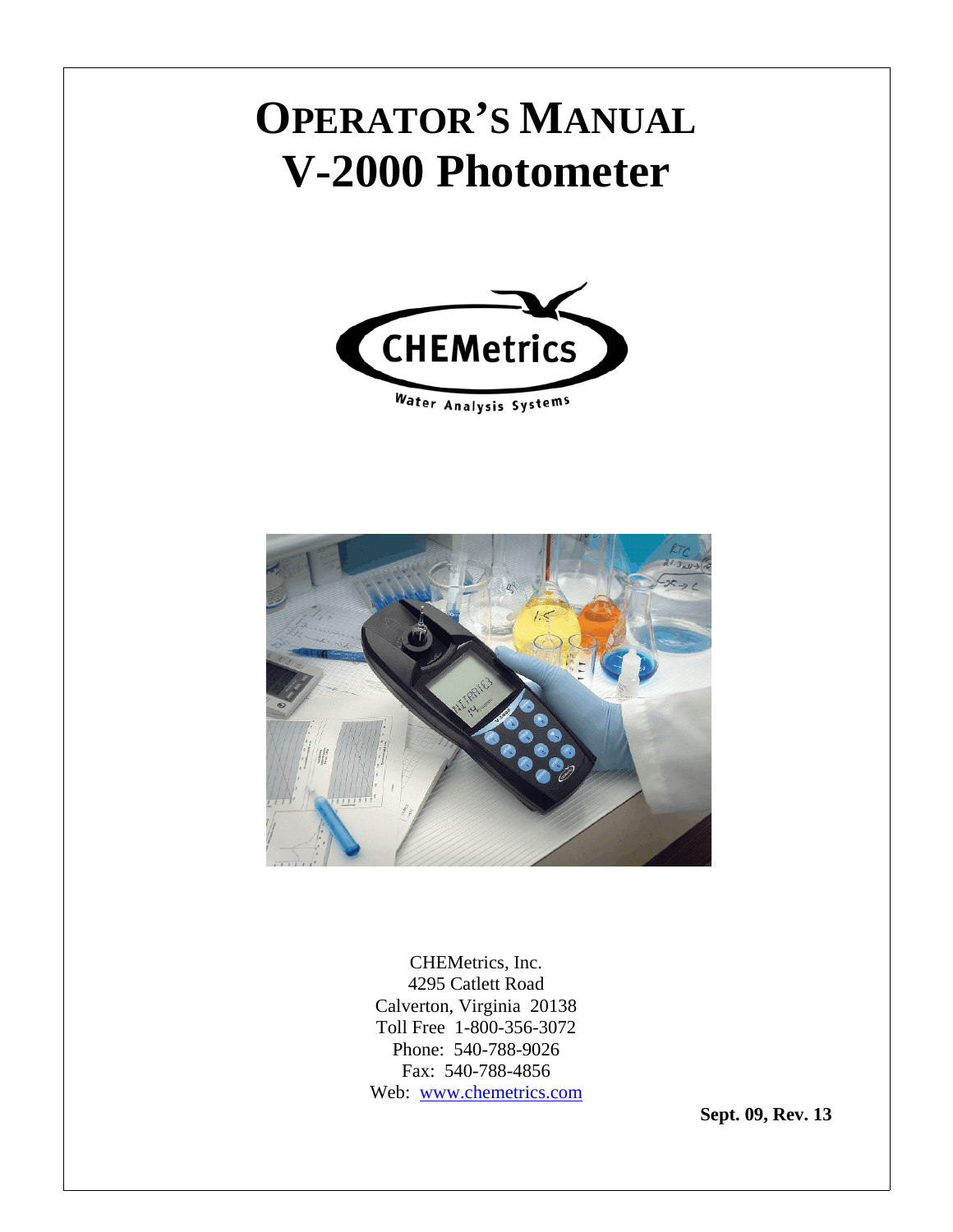# OPERATOR'S MANUAL
# V-2000 Photometer

CHEMetrics, Inc.
4295 Catlett Road
Calverton, Virginia 20138
Toll Free 1-800-356-3072
Phone: 540-788-9026
Fax: 540-788-4856
Web: www.chemetrics.com

**Sept. 09, Rev. 13**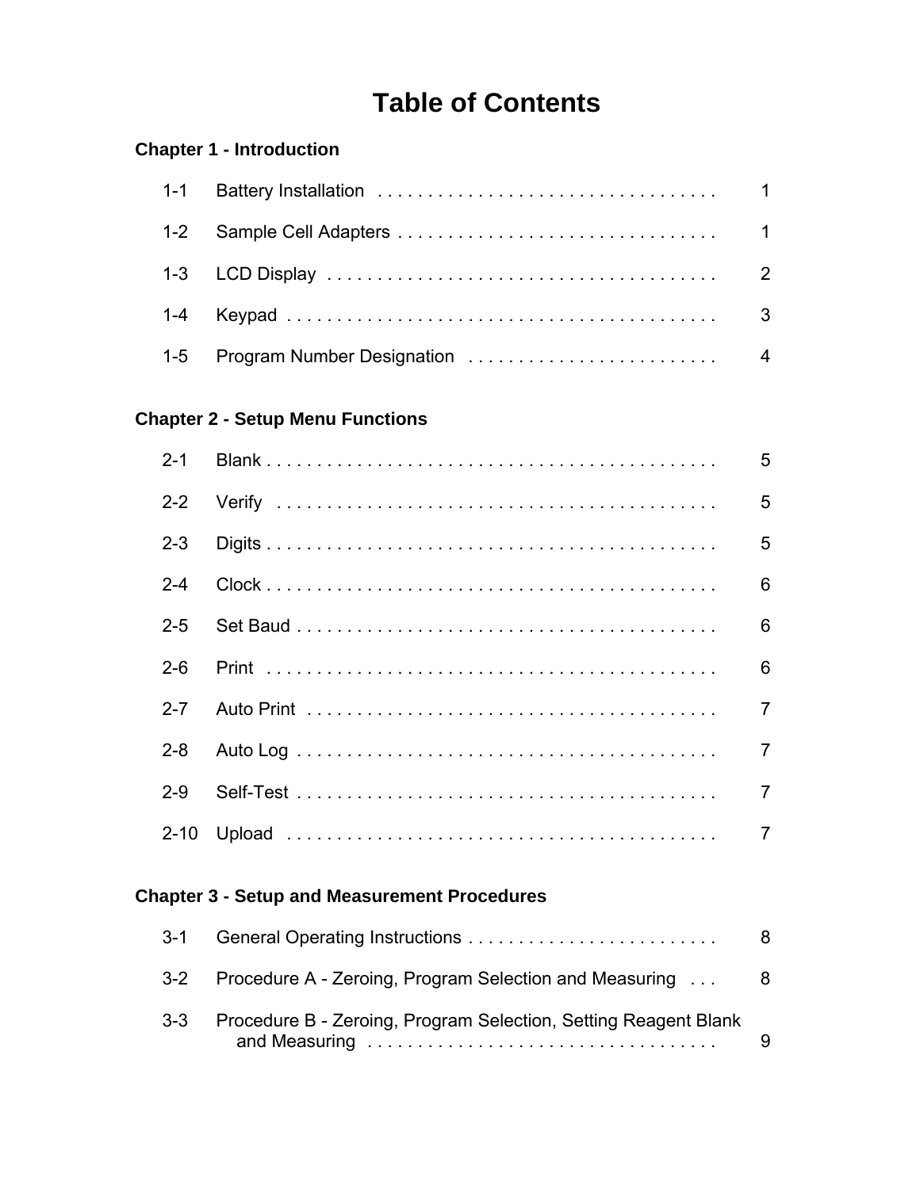# Table of Contents

## Chapter 1 - Introduction

| | | |
|---|---|---|
| 1-1 | Battery Installation | 1 |
| 1-2 | Sample Cell Adapters | 1 |
| 1-3 | LCD Display | 2 |
| 1-4 | Keypad | 3 |
| 1-5 | Program Number Designation | 4 |

## Chapter 2 - Setup Menu Functions

| | | |
|---|---|---|
| 2-1 | Blank | 5 |
| 2-2 | Verify | 5 |
| 2-3 | Digits | 5 |
| 2-4 | Clock | 6 |
| 2-5 | Set Baud | 6 |
| 2-6 | Print | 6 |
| 2-7 | Auto Print | 7 |
| 2-8 | Auto Log | 7 |
| 2-9 | Self-Test | 7 |
| 2-10 | Upload | 7 |

## Chapter 3 - Setup and Measurement Procedures

| | | |
|---|---|---|
| 3-1 | General Operating Instructions | 8 |
| 3-2 | Procedure A - Zeroing, Program Selection and Measuring | 8 |
| 3-3 | Procedure B - Zeroing, Program Selection, Setting Reagent Blank and Measuring | 9 |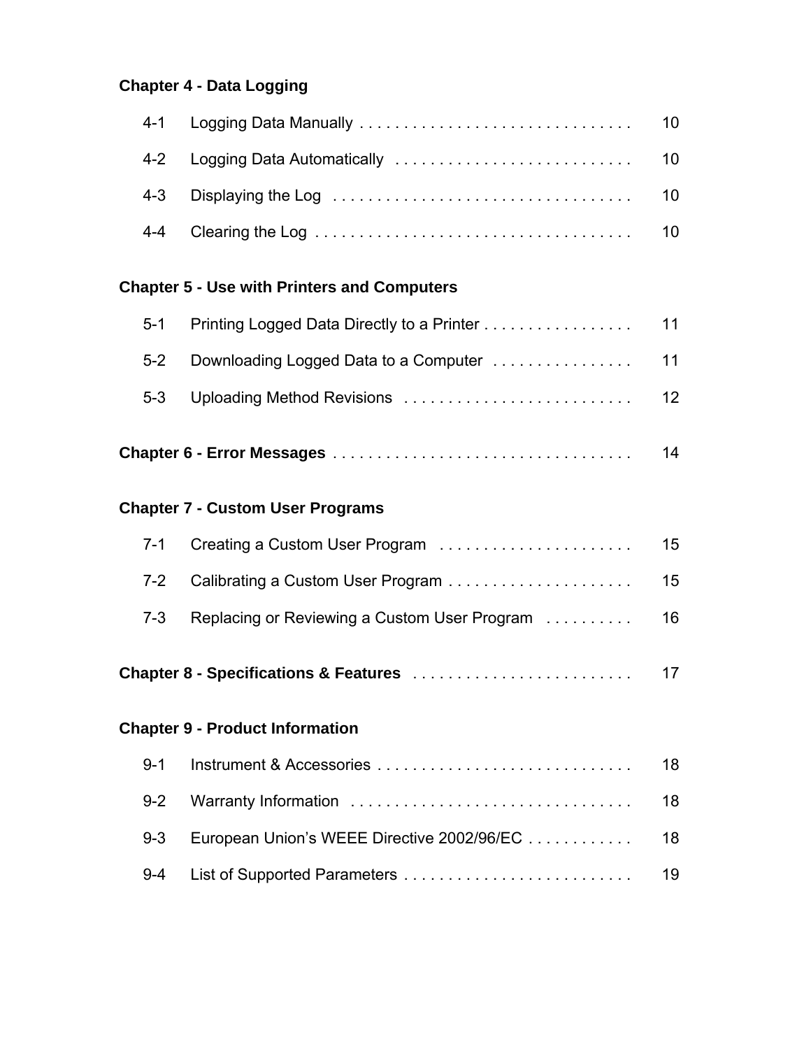**Chapter 4 - Data Logging**

| | | |
|---|---|---|
| 4-1 | Logging Data Manually | 10 |
| 4-2 | Logging Data Automatically | 10 |
| 4-3 | Displaying the Log | 10 |
| 4-4 | Clearing the Log | 10 |

**Chapter 5 - Use with Printers and Computers**

| | | |
|---|---|---|
| 5-1 | Printing Logged Data Directly to a Printer | 11 |
| 5-2 | Downloading Logged Data to a Computer | 11 |
| 5-3 | Uploading Method Revisions | 12 |

**Chapter 6 - Error Messages** . . . . . . . . . . . . . . . . . . . . . . . . . . . . . . . . . . 14

**Chapter 7 - Custom User Programs**

| | | |
|---|---|---|
| 7-1 | Creating a Custom User Program | 15 |
| 7-2 | Calibrating a Custom User Program | 15 |
| 7-3 | Replacing or Reviewing a Custom User Program | 16 |

**Chapter 8 - Specifications & Features** . . . . . . . . . . . . . . . . . . . . . . . . . 17

**Chapter 9 - Product Information**

| | | |
|---|---|---|
| 9-1 | Instrument & Accessories | 18 |
| 9-2 | Warranty Information | 18 |
| 9-3 | European Union’s WEEE Directive 2002/96/EC | 18 |
| 9-4 | List of Supported Parameters | 19 |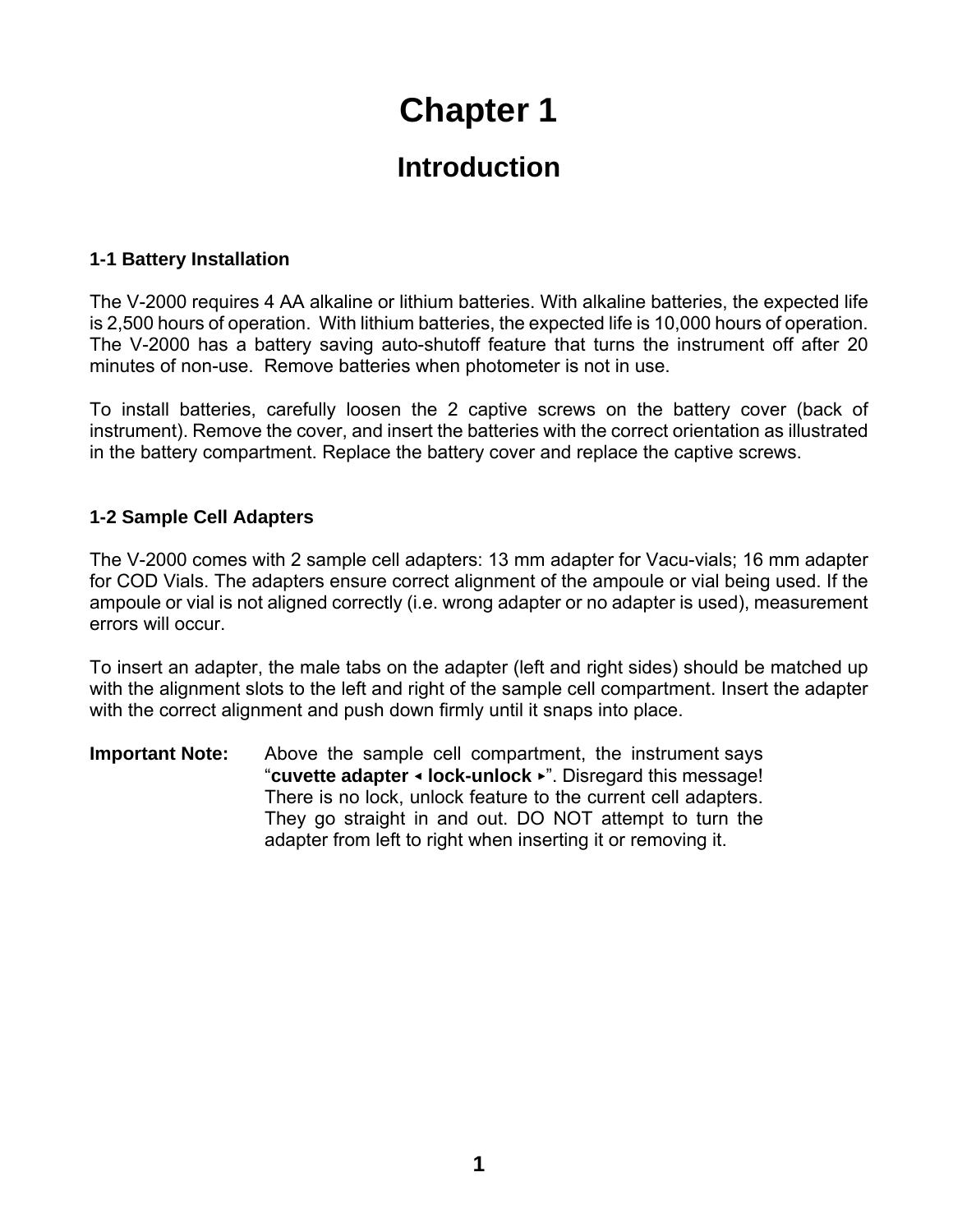# Chapter 1

## Introduction

### 1-1 Battery Installation

The V-2000 requires 4 AA alkaline or lithium batteries. With alkaline batteries, the expected life is 2,500 hours of operation. With lithium batteries, the expected life is 10,000 hours of operation. The V-2000 has a battery saving auto-shutoff feature that turns the instrument off after 20 minutes of non-use. Remove batteries when photometer is not in use.

To install batteries, carefully loosen the 2 captive screws on the battery cover (back of instrument). Remove the cover, and insert the batteries with the correct orientation as illustrated in the battery compartment. Replace the battery cover and replace the captive screws.

### 1-2 Sample Cell Adapters

The V-2000 comes with 2 sample cell adapters: 13 mm adapter for Vacu-vials; 16 mm adapter for COD Vials. The adapters ensure correct alignment of the ampoule or vial being used. If the ampoule or vial is not aligned correctly (i.e. wrong adapter or no adapter is used), measurement errors will occur.

To insert an adapter, the male tabs on the adapter (left and right sides) should be matched up with the alignment slots to the left and right of the sample cell compartment. Insert the adapter with the correct alignment and push down firmly until it snaps into place.

**Important Note:** Above the sample cell compartment, the instrument says "**cuvette adapter ◂ lock-unlock ▸**". Disregard this message! There is no lock, unlock feature to the current cell adapters. They go straight in and out. DO NOT attempt to turn the adapter from left to right when inserting it or removing it.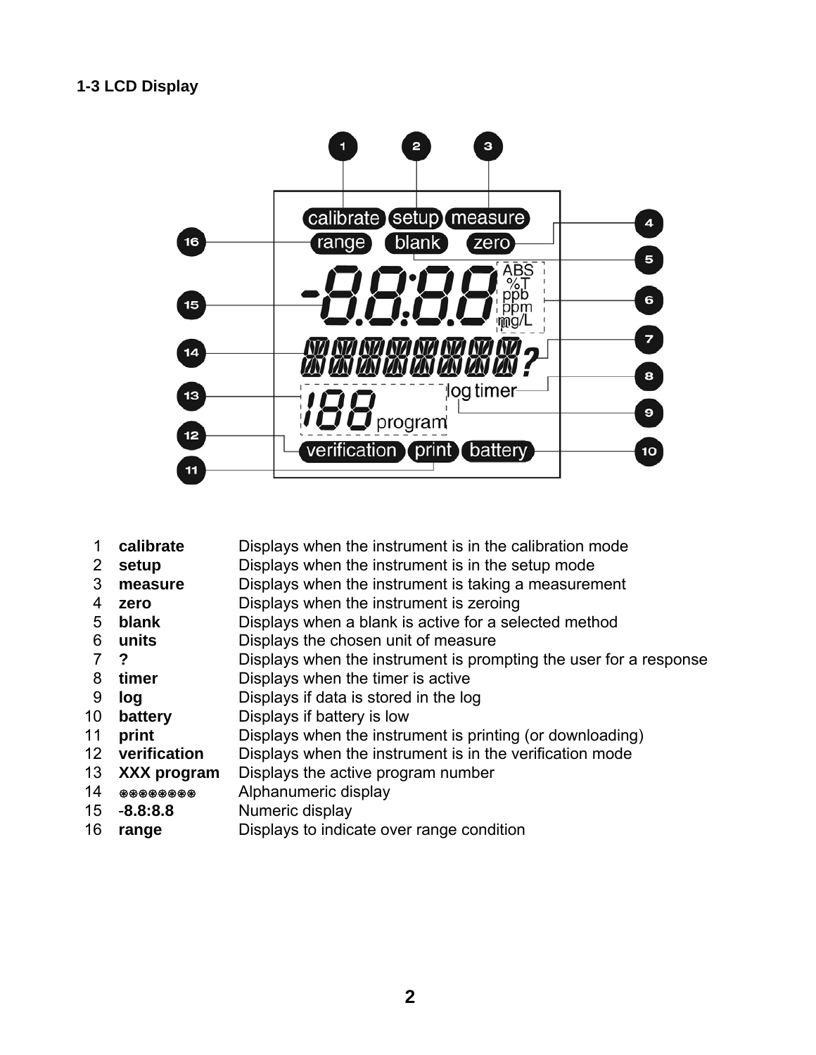### 1-3 LCD Display

| | | |
|---|---|---|
| 1 | **calibrate** | Displays when the instrument is in the calibration mode |
| 2 | **setup** | Displays when the instrument is in the setup mode |
| 3 | **measure** | Displays when the instrument is taking a measurement |
| 4 | **zero** | Displays when the instrument is zeroing |
| 5 | **blank** | Displays when a blank is active for a selected method |
| 6 | **units** | Displays the chosen unit of measure |
| 7 | **?** | Displays when the instrument is prompting the user for a response |
| 8 | **timer** | Displays when the timer is active |
| 9 | **log** | Displays if data is stored in the log |
| 10 | **battery** | Displays if battery is low |
| 11 | **print** | Displays when the instrument is printing (or downloading) |
| 12 | **verification** | Displays when the instrument is in the verification mode |
| 13 | **XXX program** | Displays the active program number |
| 14 | **⊛⊛⊛⊛⊛⊛⊛⊛** | Alphanumeric display |
| 15 | **-8.8:8.8** | Numeric display |
| 16 | **range** | Displays to indicate over range condition |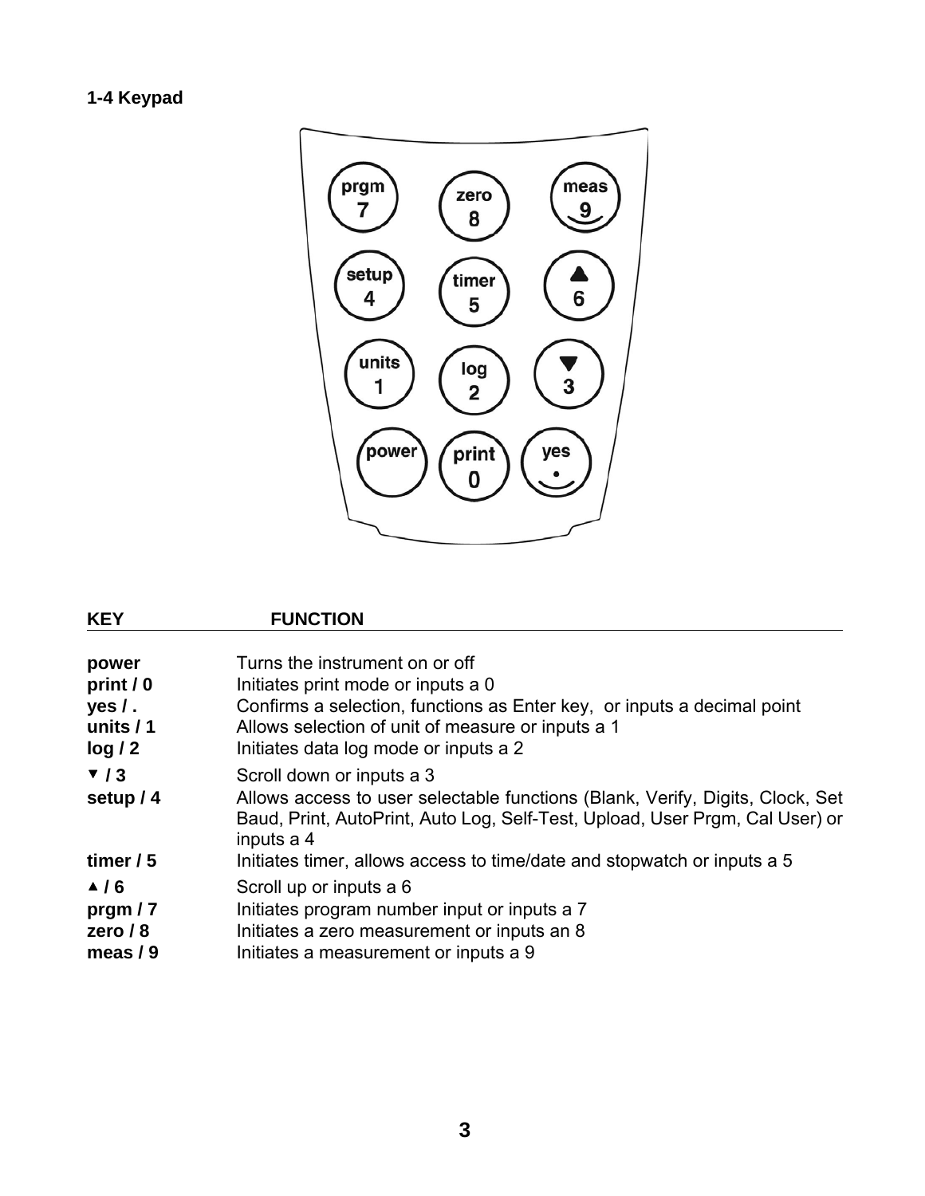**1-4 Keypad**

| KEY | FUNCTION |
| --- | --- |
| **power** | Turns the instrument on or off |
| **print / 0** | Initiates print mode or inputs a 0 |
| **yes / .** | Confirms a selection, functions as Enter key, or inputs a decimal point |
| **units / 1** | Allows selection of unit of measure or inputs a 1 |
| **log / 2** | Initiates data log mode or inputs a 2 |
| **▼ / 3** | Scroll down or inputs a 3 |
| **setup / 4** | Allows access to user selectable functions (Blank, Verify, Digits, Clock, Set Baud, Print, AutoPrint, Auto Log, Self-Test, Upload, User Prgm, Cal User) or inputs a 4 |
| **timer / 5** | Initiates timer, allows access to time/date and stopwatch or inputs a 5 |
| **▲ / 6** | Scroll up or inputs a 6 |
| **prgm / 7** | Initiates program number input or inputs a 7 |
| **zero / 8** | Initiates a zero measurement or inputs an 8 |
| **meas / 9** | Initiates a measurement or inputs a 9 |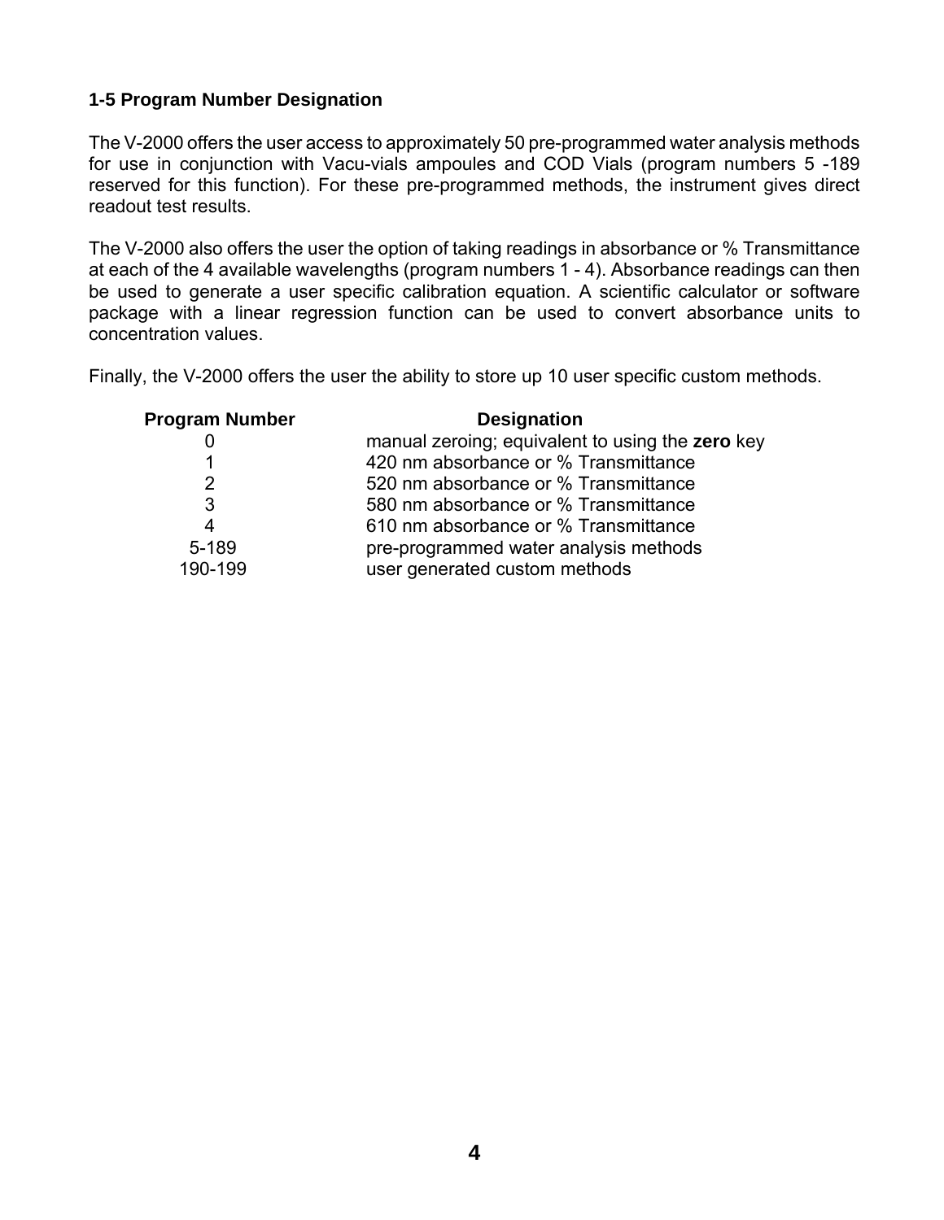### 1-5 Program Number Designation

The V-2000 offers the user access to approximately 50 pre-programmed water analysis methods for use in conjunction with Vacu-vials ampoules and COD Vials (program numbers 5 -189 reserved for this function). For these pre-programmed methods, the instrument gives direct readout test results.

The V-2000 also offers the user the option of taking readings in absorbance or % Transmittance at each of the 4 available wavelengths (program numbers 1 - 4). Absorbance readings can then be used to generate a user specific calibration equation. A scientific calculator or software package with a linear regression function can be used to convert absorbance units to concentration values.

Finally, the V-2000 offers the user the ability to store up 10 user specific custom methods.

| Program Number | Designation |
| --- | --- |
| 0 | manual zeroing; equivalent to using the **zero** key |
| 1 | 420 nm absorbance or % Transmittance |
| 2 | 520 nm absorbance or % Transmittance |
| 3 | 580 nm absorbance or % Transmittance |
| 4 | 610 nm absorbance or % Transmittance |
| 5-189 | pre-programmed water analysis methods |
| 190-199 | user generated custom methods |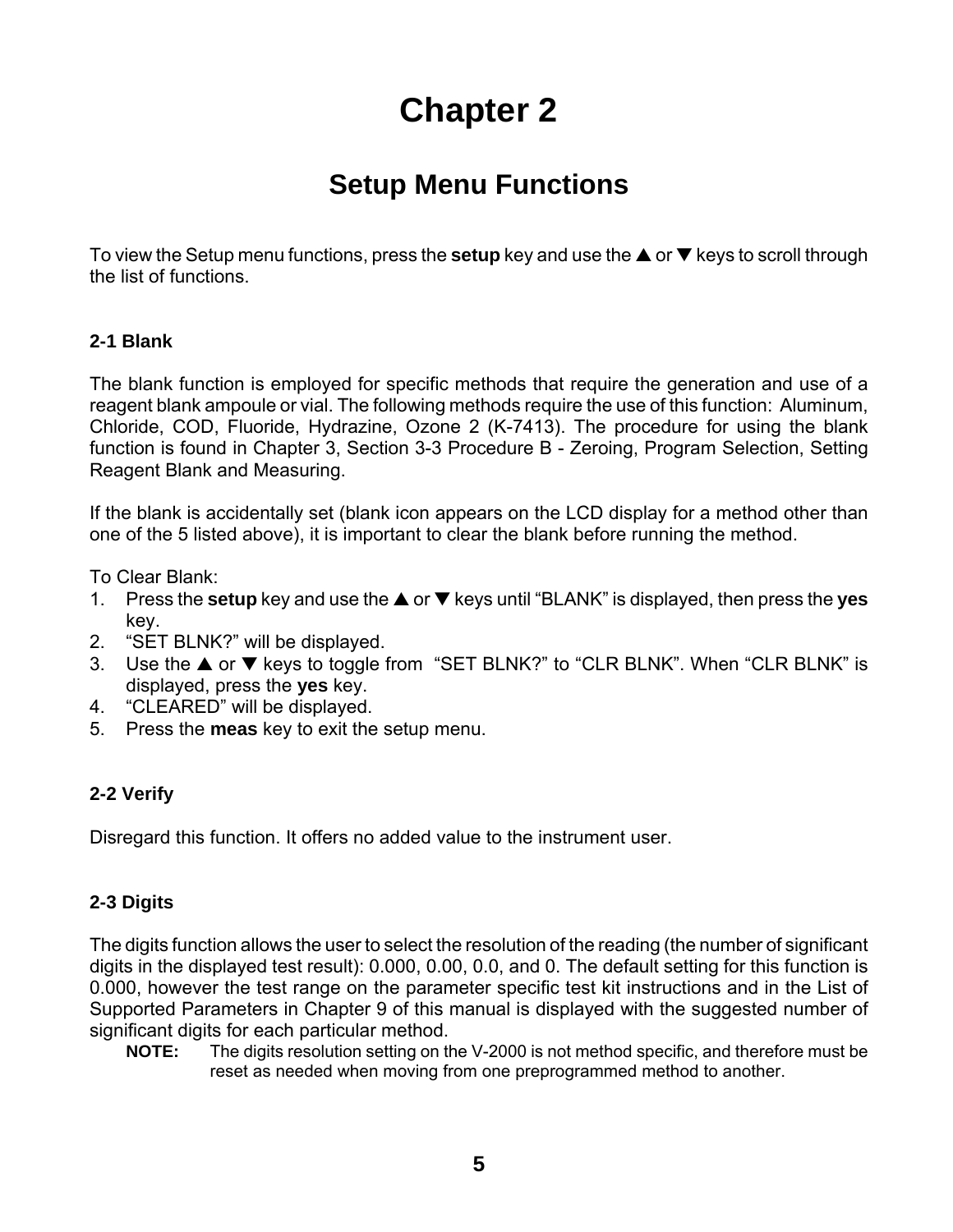# Chapter 2

## Setup Menu Functions

To view the Setup menu functions, press the **setup** key and use the ▲ or ▼ keys to scroll through the list of functions.

### 2-1 Blank

The blank function is employed for specific methods that require the generation and use of a reagent blank ampoule or vial. The following methods require the use of this function: Aluminum, Chloride, COD, Fluoride, Hydrazine, Ozone 2 (K-7413). The procedure for using the blank function is found in Chapter 3, Section 3-3 Procedure B - Zeroing, Program Selection, Setting Reagent Blank and Measuring.

If the blank is accidentally set (blank icon appears on the LCD display for a method other than one of the 5 listed above), it is important to clear the blank before running the method.

To Clear Blank:

1. Press the **setup** key and use the ▲ or ▼ keys until “BLANK” is displayed, then press the **yes** key.
2. “SET BLNK?” will be displayed.
3. Use the ▲ or ▼ keys to toggle from “SET BLNK?” to “CLR BLNK”. When “CLR BLNK” is displayed, press the **yes** key.
4. “CLEARED” will be displayed.
5. Press the **meas** key to exit the setup menu.

### 2-2 Verify

Disregard this function. It offers no added value to the instrument user.

### 2-3 Digits

The digits function allows the user to select the resolution of the reading (the number of significant digits in the displayed test result): 0.000, 0.00, 0.0, and 0. The default setting for this function is 0.000, however the test range on the parameter specific test kit instructions and in the List of Supported Parameters in Chapter 9 of this manual is displayed with the suggested number of significant digits for each particular method.

> **NOTE:** The digits resolution setting on the V-2000 is not method specific, and therefore must be reset as needed when moving from one preprogrammed method to another.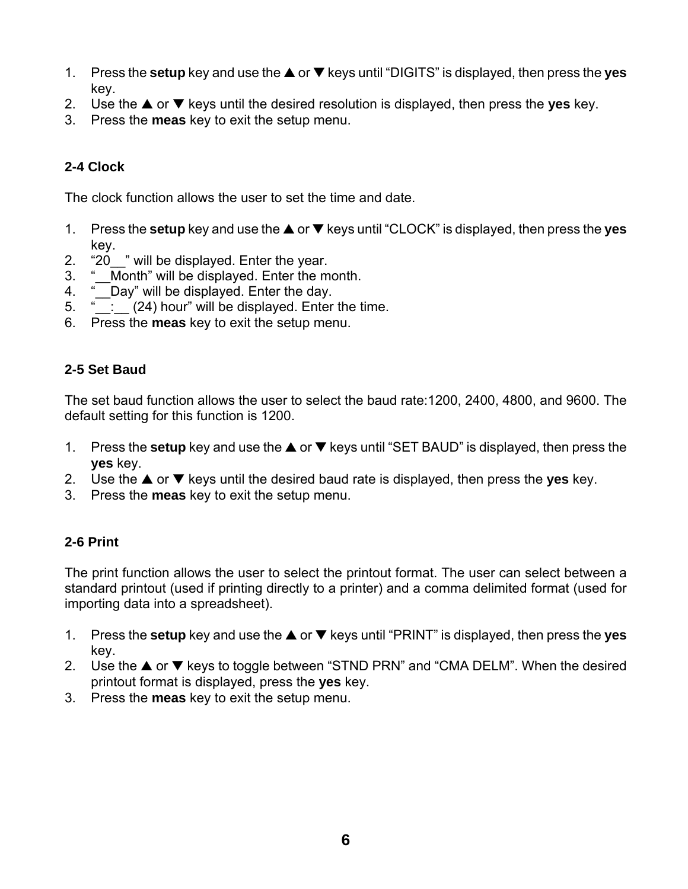1. Press the **setup** key and use the ▲ or ▼ keys until “DIGITS” is displayed, then press the **yes** key.
2. Use the ▲ or ▼ keys until the desired resolution is displayed, then press the **yes** key.
3. Press the **meas** key to exit the setup menu.

## 2-4 Clock

The clock function allows the user to set the time and date.

1. Press the **setup** key and use the ▲ or ▼ keys until “CLOCK” is displayed, then press the **yes** key.
2. “20__” will be displayed. Enter the year.
3. “__Month” will be displayed. Enter the month.
4. “__Day” will be displayed. Enter the day.
5. “__:__ (24) hour” will be displayed. Enter the time.
6. Press the **meas** key to exit the setup menu.

## 2-5 Set Baud

The set baud function allows the user to select the baud rate:1200, 2400, 4800, and 9600. The default setting for this function is 1200.

1. Press the **setup** key and use the ▲ or ▼ keys until “SET BAUD” is displayed, then press the **yes** key.
2. Use the ▲ or ▼ keys until the desired baud rate is displayed, then press the **yes** key.
3. Press the **meas** key to exit the setup menu.

## 2-6 Print

The print function allows the user to select the printout format. The user can select between a standard printout (used if printing directly to a printer) and a comma delimited format (used for importing data into a spreadsheet).

1. Press the **setup** key and use the ▲ or ▼ keys until “PRINT” is displayed, then press the **yes** key.
2. Use the ▲ or ▼ keys to toggle between “STND PRN” and “CMA DELM”. When the desired printout format is displayed, press the **yes** key.
3. Press the **meas** key to exit the setup menu.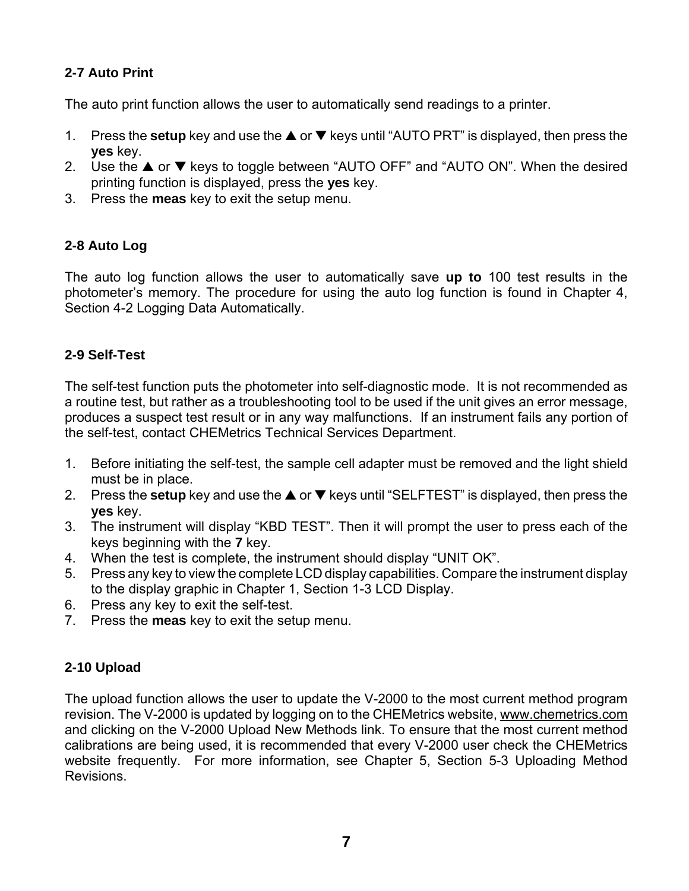## 2-7 Auto Print

The auto print function allows the user to automatically send readings to a printer.

1. Press the **setup** key and use the ▲ or ▼ keys until “AUTO PRT” is displayed, then press the **yes** key.
2. Use the ▲ or ▼ keys to toggle between “AUTO OFF” and “AUTO ON”. When the desired printing function is displayed, press the **yes** key.
3. Press the **meas** key to exit the setup menu.

## 2-8 Auto Log

The auto log function allows the user to automatically save **up to** 100 test results in the photometer’s memory. The procedure for using the auto log function is found in Chapter 4, Section 4-2 Logging Data Automatically.

## 2-9 Self-Test

The self-test function puts the photometer into self-diagnostic mode. It is not recommended as a routine test, but rather as a troubleshooting tool to be used if the unit gives an error message, produces a suspect test result or in any way malfunctions. If an instrument fails any portion of the self-test, contact CHEMetrics Technical Services Department.

1. Before initiating the self-test, the sample cell adapter must be removed and the light shield must be in place.
2. Press the **setup** key and use the ▲ or ▼ keys until “SELFTEST” is displayed, then press the **yes** key.
3. The instrument will display “KBD TEST”. Then it will prompt the user to press each of the keys beginning with the **7** key.
4. When the test is complete, the instrument should display “UNIT OK”.
5. Press any key to view the complete LCD display capabilities. Compare the instrument display to the display graphic in Chapter 1, Section 1-3 LCD Display.
6. Press any key to exit the self-test.
7. Press the **meas** key to exit the setup menu.

## 2-10 Upload

The upload function allows the user to update the V-2000 to the most current method program revision. The V-2000 is updated by logging on to the CHEMetrics website, www.chemetrics.com and clicking on the V-2000 Upload New Methods link. To ensure that the most current method calibrations are being used, it is recommended that every V-2000 user check the CHEMetrics website frequently. For more information, see Chapter 5, Section 5-3 Uploading Method Revisions.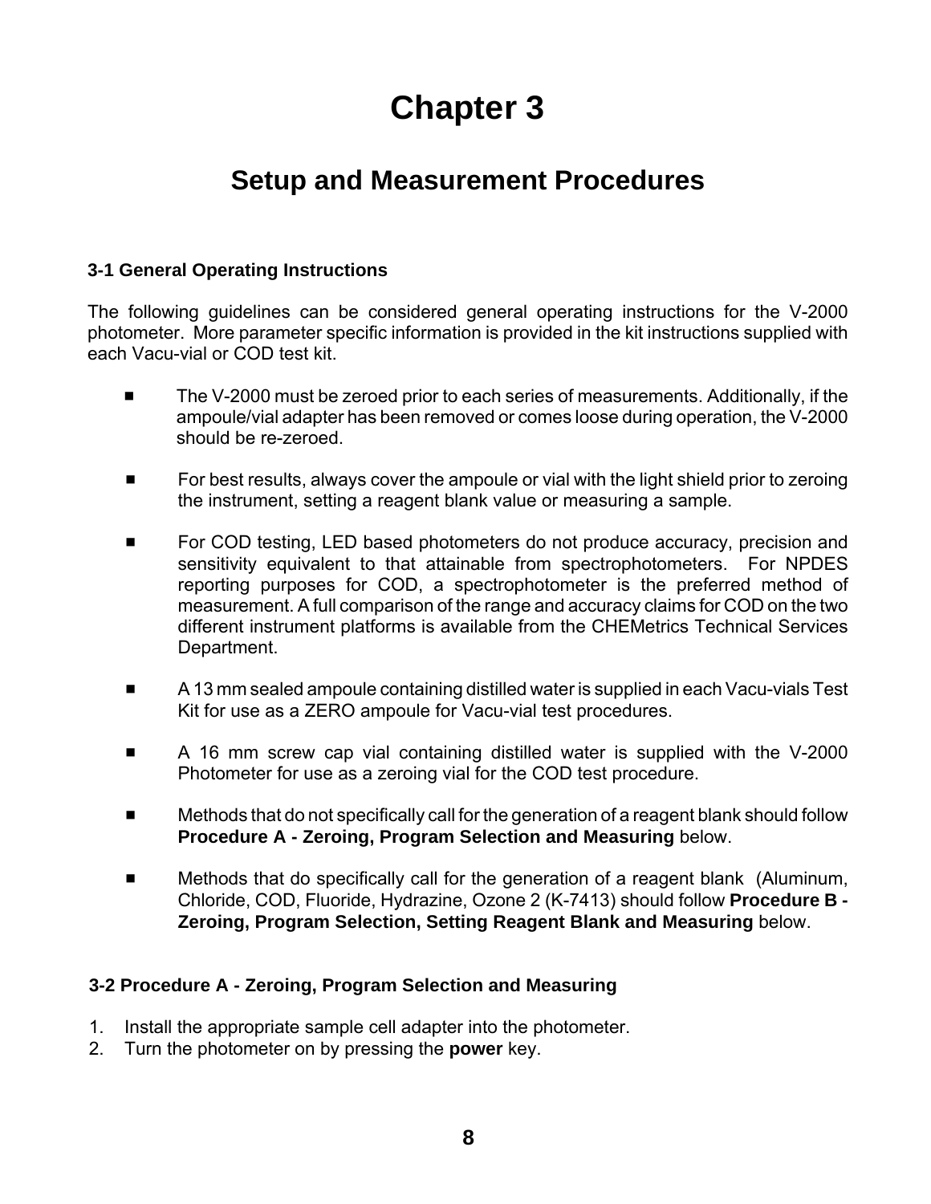# Chapter 3

## Setup and Measurement Procedures

### 3-1 General Operating Instructions

The following guidelines can be considered general operating instructions for the V-2000 photometer. More parameter specific information is provided in the kit instructions supplied with each Vacu-vial or COD test kit.

- The V-2000 must be zeroed prior to each series of measurements. Additionally, if the ampoule/vial adapter has been removed or comes loose during operation, the V-2000 should be re-zeroed.
- For best results, always cover the ampoule or vial with the light shield prior to zeroing the instrument, setting a reagent blank value or measuring a sample.
- For COD testing, LED based photometers do not produce accuracy, precision and sensitivity equivalent to that attainable from spectrophotometers. For NPDES reporting purposes for COD, a spectrophotometer is the preferred method of measurement. A full comparison of the range and accuracy claims for COD on the two different instrument platforms is available from the CHEMetrics Technical Services Department.
- A 13 mm sealed ampoule containing distilled water is supplied in each Vacu-vials Test Kit for use as a ZERO ampoule for Vacu-vial test procedures.
- A 16 mm screw cap vial containing distilled water is supplied with the V-2000 Photometer for use as a zeroing vial for the COD test procedure.
- Methods that do not specifically call for the generation of a reagent blank should follow **Procedure A - Zeroing, Program Selection and Measuring** below.
- Methods that do specifically call for the generation of a reagent blank (Aluminum, Chloride, COD, Fluoride, Hydrazine, Ozone 2 (K-7413) should follow **Procedure B - Zeroing, Program Selection, Setting Reagent Blank and Measuring** below.

### 3-2 Procedure A - Zeroing, Program Selection and Measuring

1. Install the appropriate sample cell adapter into the photometer.
2. Turn the photometer on by pressing the **power** key.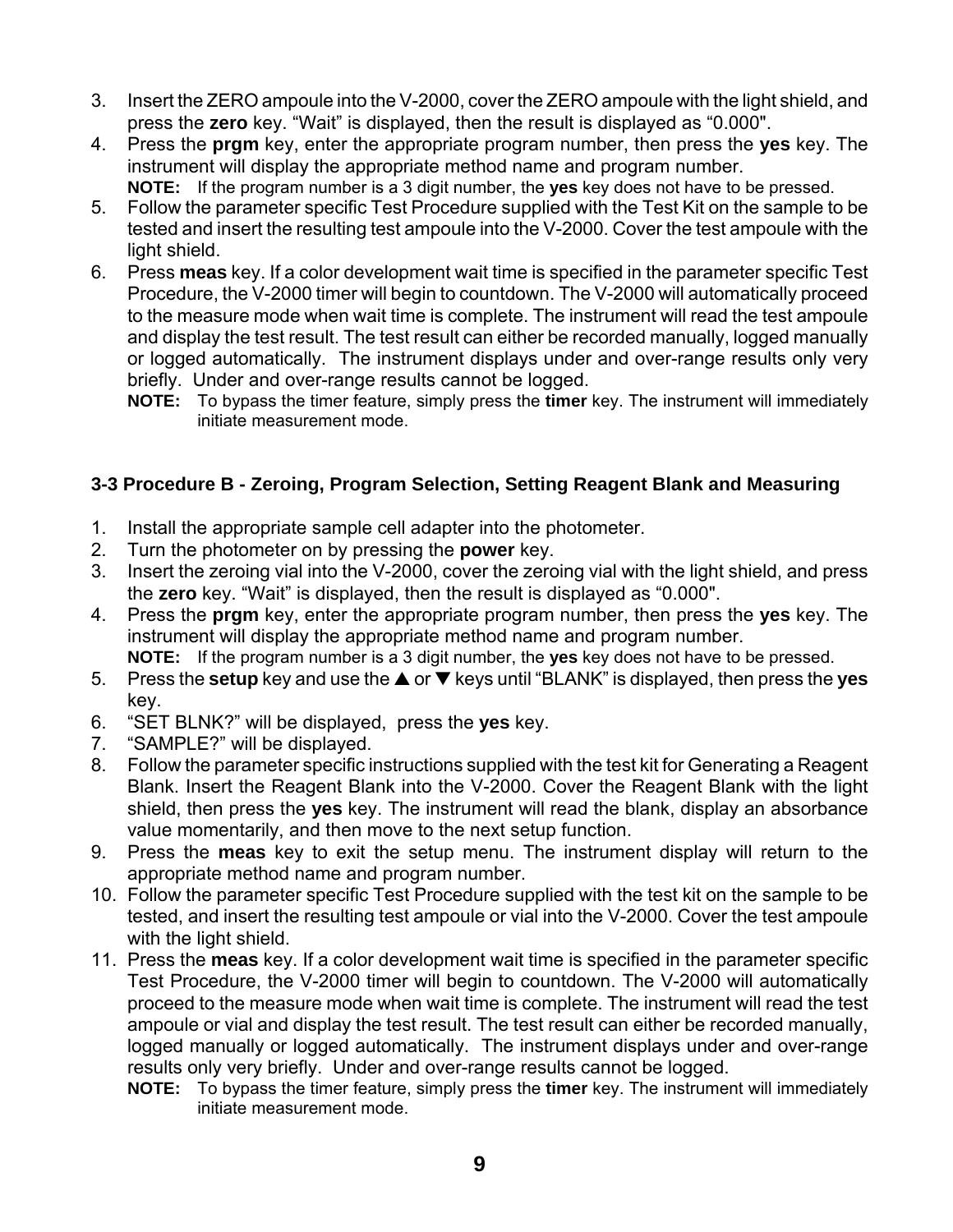3. Insert the ZERO ampoule into the V-2000, cover the ZERO ampoule with the light shield, and press the **zero** key. “Wait” is displayed, then the result is displayed as “0.000".
4. Press the **prgm** key, enter the appropriate program number, then press the **yes** key. The instrument will display the appropriate method name and program number.
   **NOTE:** If the program number is a 3 digit number, the **yes** key does not have to be pressed.
5. Follow the parameter specific Test Procedure supplied with the Test Kit on the sample to be tested and insert the resulting test ampoule into the V-2000. Cover the test ampoule with the light shield.
6. Press **meas** key. If a color development wait time is specified in the parameter specific Test Procedure, the V-2000 timer will begin to countdown. The V-2000 will automatically proceed to the measure mode when wait time is complete. The instrument will read the test ampoule and display the test result. The test result can either be recorded manually, logged manually or logged automatically. The instrument displays under and over-range results only very briefly. Under and over-range results cannot be logged.
   **NOTE:** To bypass the timer feature, simply press the **timer** key. The instrument will immediately initiate measurement mode.

### 3-3 Procedure B - Zeroing, Program Selection, Setting Reagent Blank and Measuring

1. Install the appropriate sample cell adapter into the photometer.
2. Turn the photometer on by pressing the **power** key.
3. Insert the zeroing vial into the V-2000, cover the zeroing vial with the light shield, and press the **zero** key. “Wait” is displayed, then the result is displayed as “0.000".
4. Press the **prgm** key, enter the appropriate program number, then press the **yes** key. The instrument will display the appropriate method name and program number.
   **NOTE:** If the program number is a 3 digit number, the **yes** key does not have to be pressed.
5. Press the **setup** key and use the ▲ or ▼ keys until “BLANK” is displayed, then press the **yes** key.
6. “SET BLNK?” will be displayed, press the **yes** key.
7. “SAMPLE?” will be displayed.
8. Follow the parameter specific instructions supplied with the test kit for Generating a Reagent Blank. Insert the Reagent Blank into the V-2000. Cover the Reagent Blank with the light shield, then press the **yes** key. The instrument will read the blank, display an absorbance value momentarily, and then move to the next setup function.
9. Press the **meas** key to exit the setup menu. The instrument display will return to the appropriate method name and program number.
10. Follow the parameter specific Test Procedure supplied with the test kit on the sample to be tested, and insert the resulting test ampoule or vial into the V-2000. Cover the test ampoule with the light shield.
11. Press the **meas** key. If a color development wait time is specified in the parameter specific Test Procedure, the V-2000 timer will begin to countdown. The V-2000 will automatically proceed to the measure mode when wait time is complete. The instrument will read the test ampoule or vial and display the test result. The test result can either be recorded manually, logged manually or logged automatically. The instrument displays under and over-range results only very briefly. Under and over-range results cannot be logged.
    **NOTE:** To bypass the timer feature, simply press the **timer** key. The instrument will immediately initiate measurement mode.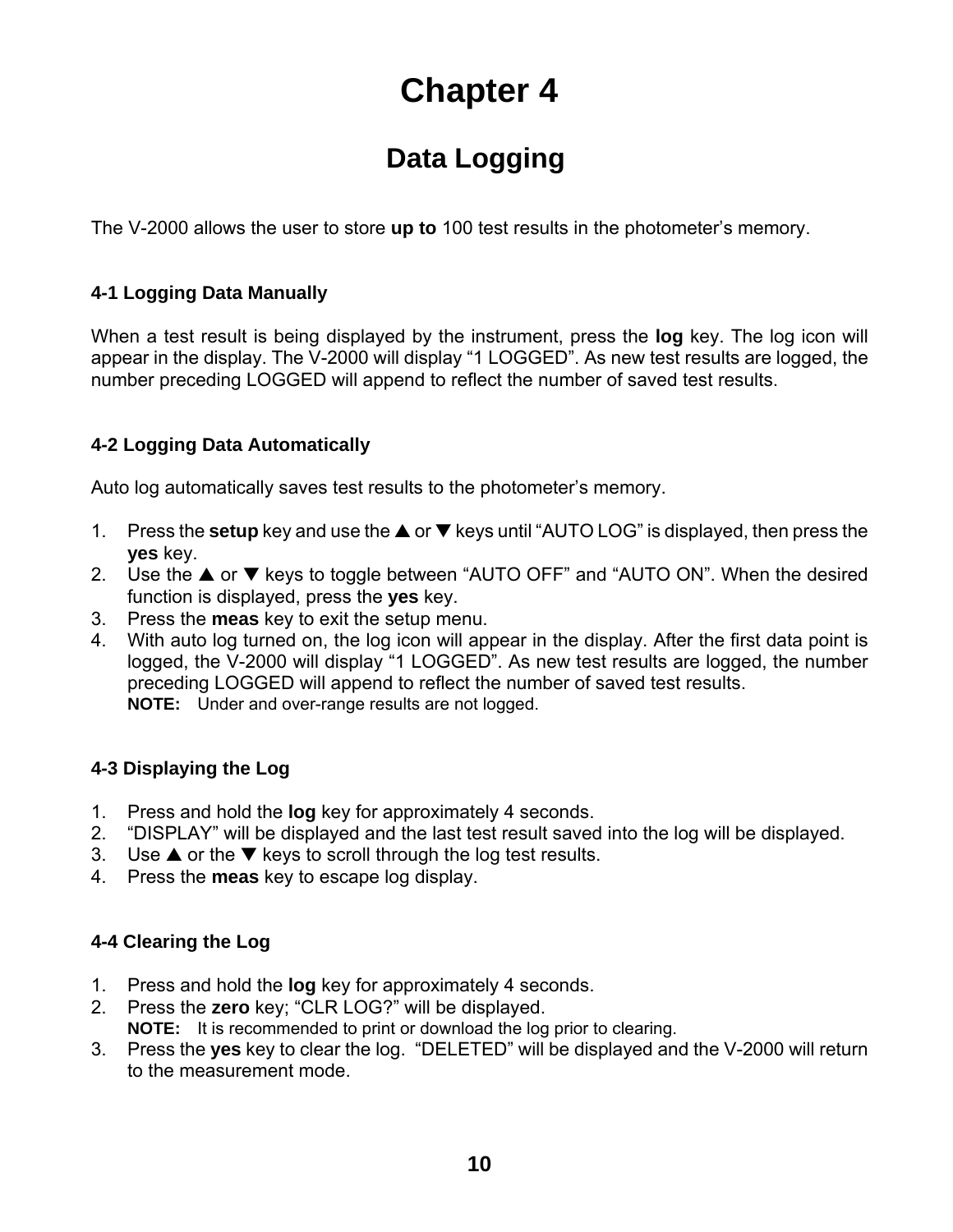# Chapter 4

## Data Logging

The V-2000 allows the user to store **up to** 100 test results in the photometer's memory.

### 4-1 Logging Data Manually

When a test result is being displayed by the instrument, press the **log** key. The log icon will appear in the display. The V-2000 will display "1 LOGGED". As new test results are logged, the number preceding LOGGED will append to reflect the number of saved test results.

### 4-2 Logging Data Automatically

Auto log automatically saves test results to the photometer's memory.

1. Press the **setup** key and use the ▲ or ▼ keys until "AUTO LOG" is displayed, then press the **yes** key.
2. Use the ▲ or ▼ keys to toggle between "AUTO OFF" and "AUTO ON". When the desired function is displayed, press the **yes** key.
3. Press the **meas** key to exit the setup menu.
4. With auto log turned on, the log icon will appear in the display. After the first data point is logged, the V-2000 will display "1 LOGGED". As new test results are logged, the number preceding LOGGED will append to reflect the number of saved test results.
   **NOTE:** Under and over-range results are not logged.

### 4-3 Displaying the Log

1. Press and hold the **log** key for approximately 4 seconds.
2. "DISPLAY" will be displayed and the last test result saved into the log will be displayed.
3. Use ▲ or the ▼ keys to scroll through the log test results.
4. Press the **meas** key to escape log display.

### 4-4 Clearing the Log

1. Press and hold the **log** key for approximately 4 seconds.
2. Press the **zero** key; "CLR LOG?" will be displayed.
   **NOTE:** It is recommended to print or download the log prior to clearing.
3. Press the **yes** key to clear the log. "DELETED" will be displayed and the V-2000 will return to the measurement mode.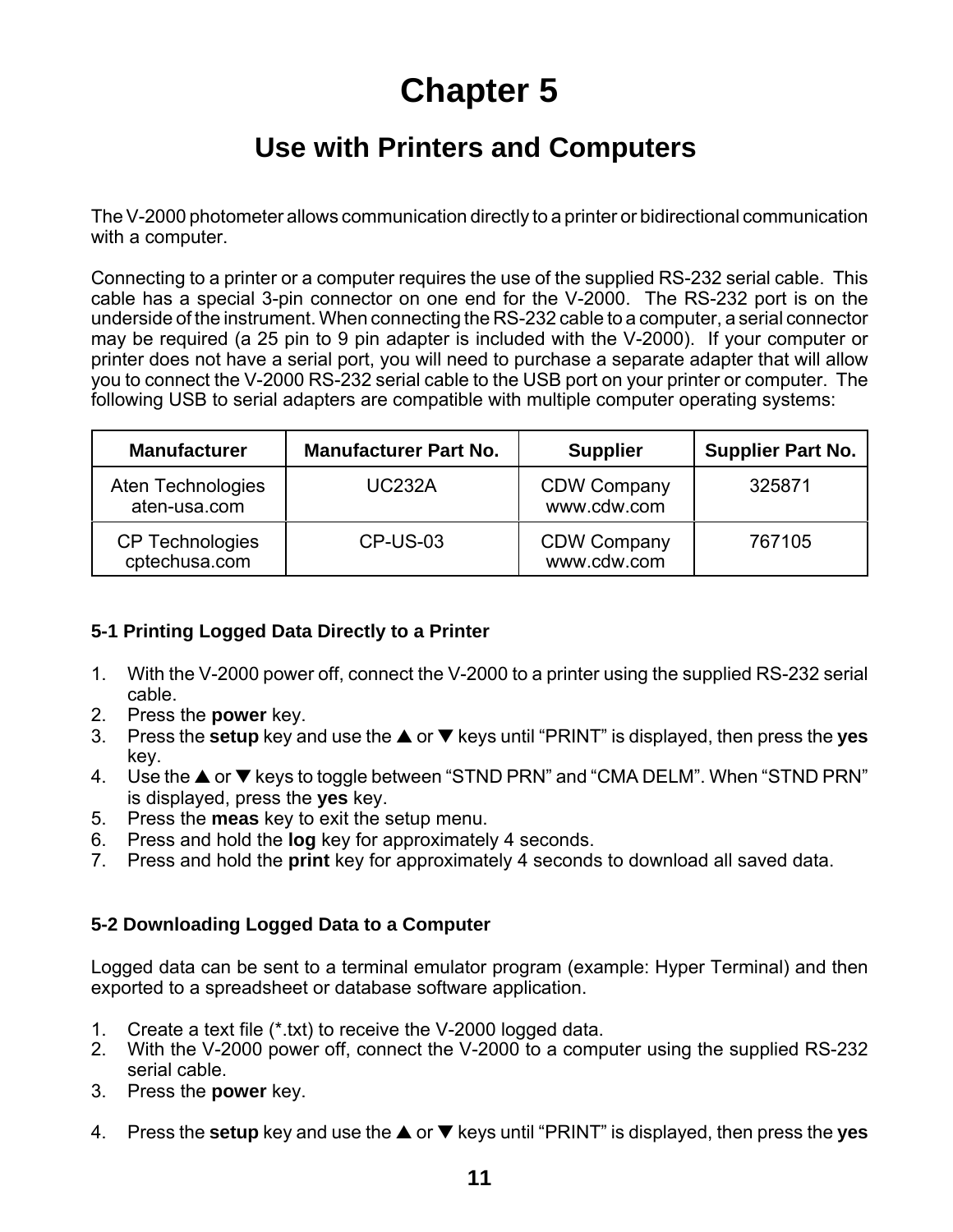# Chapter 5

## Use with Printers and Computers

The V-2000 photometer allows communication directly to a printer or bidirectional communication with a computer.

Connecting to a printer or a computer requires the use of the supplied RS-232 serial cable. This cable has a special 3-pin connector on one end for the V-2000. The RS-232 port is on the underside of the instrument. When connecting the RS-232 cable to a computer, a serial connector may be required (a 25 pin to 9 pin adapter is included with the V-2000). If your computer or printer does not have a serial port, you will need to purchase a separate adapter that will allow you to connect the V-2000 RS-232 serial cable to the USB port on your printer or computer. The following USB to serial adapters are compatible with multiple computer operating systems:

| Manufacturer | Manufacturer Part No. | Supplier | Supplier Part No. |
|---|---|---|---|
| Aten Technologies aten-usa.com | UC232A | CDW Company www.cdw.com | 325871 |
| CP Technologies cptechusa.com | CP-US-03 | CDW Company www.cdw.com | 767105 |

### 5-1 Printing Logged Data Directly to a Printer

1. With the V-2000 power off, connect the V-2000 to a printer using the supplied RS-232 serial cable.
2. Press the **power** key.
3. Press the **setup** key and use the ▲ or ▼ keys until “PRINT” is displayed, then press the **yes** key.
4. Use the ▲ or ▼ keys to toggle between “STND PRN” and “CMA DELM”. When “STND PRN” is displayed, press the **yes** key.
5. Press the **meas** key to exit the setup menu.
6. Press and hold the **log** key for approximately 4 seconds.
7. Press and hold the **print** key for approximately 4 seconds to download all saved data.

### 5-2 Downloading Logged Data to a Computer

Logged data can be sent to a terminal emulator program (example: Hyper Terminal) and then exported to a spreadsheet or database software application.

1. Create a text file (*.txt) to receive the V-2000 logged data.
2. With the V-2000 power off, connect the V-2000 to a computer using the supplied RS-232 serial cable.
3. Press the **power** key.
4. Press the **setup** key and use the ▲ or ▼ keys until “PRINT” is displayed, then press the **yes**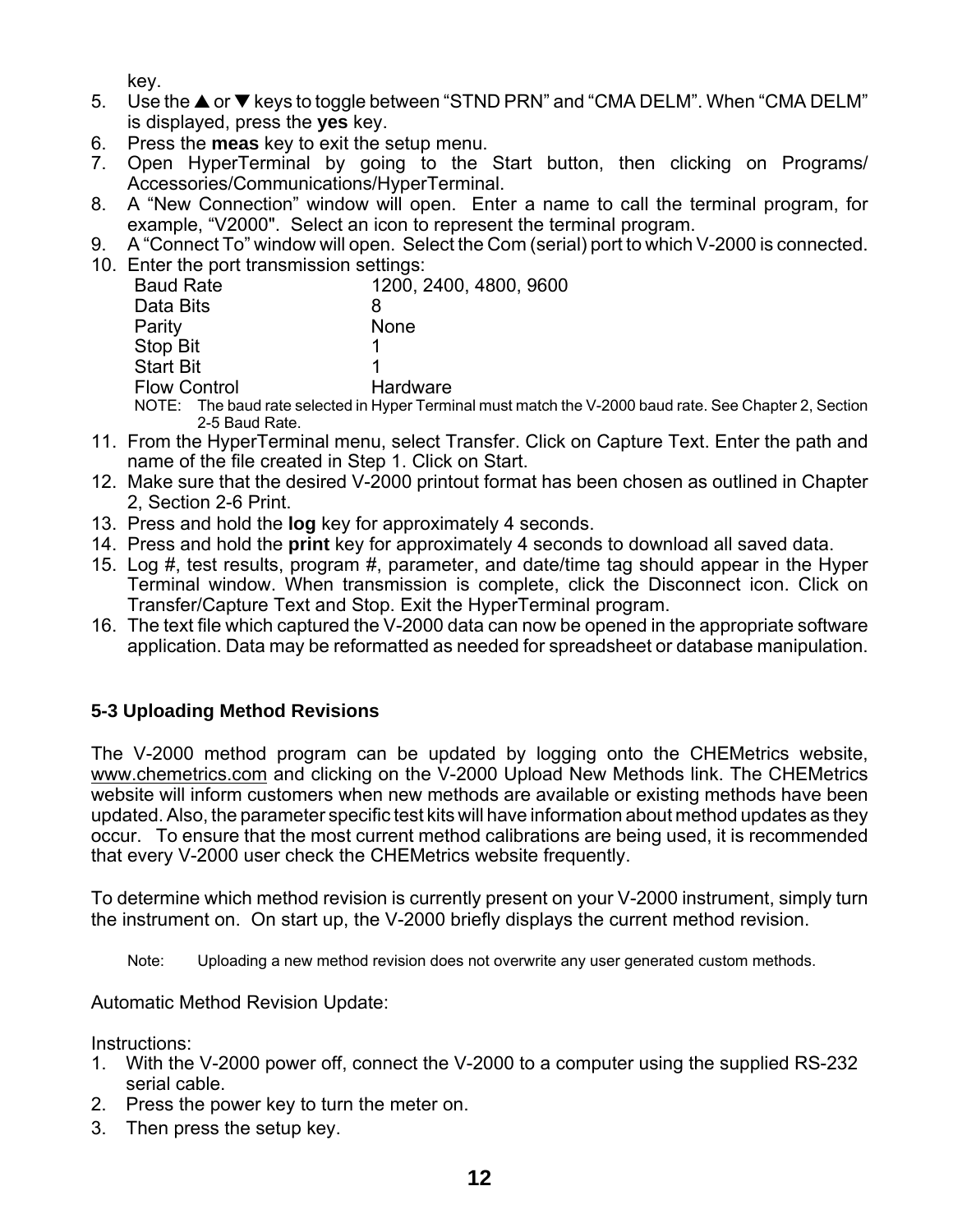key.

5. Use the ▲ or ▼ keys to toggle between “STND PRN” and “CMA DELM”. When “CMA DELM” is displayed, press the **yes** key.
6. Press the **meas** key to exit the setup menu.
7. Open HyperTerminal by going to the Start button, then clicking on Programs/ Accessories/Communications/HyperTerminal.
8. A “New Connection” window will open. Enter a name to call the terminal program, for example, “V2000". Select an icon to represent the terminal program.
9. A “Connect To” window will open. Select the Com (serial) port to which V-2000 is connected.
10. Enter the port transmission settings:

| | |
|---|---|
| Baud Rate | 1200, 2400, 4800, 9600 |
| Data Bits | 8 |
| Parity | None |
| Stop Bit | 1 |
| Start Bit | 1 |
| Flow Control | Hardware |

NOTE: The baud rate selected in Hyper Terminal must match the V-2000 baud rate. See Chapter 2, Section 2-5 Baud Rate.

11. From the HyperTerminal menu, select Transfer. Click on Capture Text. Enter the path and name of the file created in Step 1. Click on Start.
12. Make sure that the desired V-2000 printout format has been chosen as outlined in Chapter 2, Section 2-6 Print.
13. Press and hold the **log** key for approximately 4 seconds.
14. Press and hold the **print** key for approximately 4 seconds to download all saved data.
15. Log #, test results, program #, parameter, and date/time tag should appear in the Hyper Terminal window. When transmission is complete, click the Disconnect icon. Click on Transfer/Capture Text and Stop. Exit the HyperTerminal program.
16. The text file which captured the V-2000 data can now be opened in the appropriate software application. Data may be reformatted as needed for spreadsheet or database manipulation.

### 5-3 Uploading Method Revisions

The V-2000 method program can be updated by logging onto the CHEMetrics website, www.chemetrics.com and clicking on the V-2000 Upload New Methods link. The CHEMetrics website will inform customers when new methods are available or existing methods have been updated. Also, the parameter specific test kits will have information about method updates as they occur. To ensure that the most current method calibrations are being used, it is recommended that every V-2000 user check the CHEMetrics website frequently.

To determine which method revision is currently present on your V-2000 instrument, simply turn the instrument on. On start up, the V-2000 briefly displays the current method revision.

Note: Uploading a new method revision does not overwrite any user generated custom methods.

Automatic Method Revision Update:

Instructions:

1. With the V-2000 power off, connect the V-2000 to a computer using the supplied RS-232 serial cable.
2. Press the power key to turn the meter on.
3. Then press the setup key.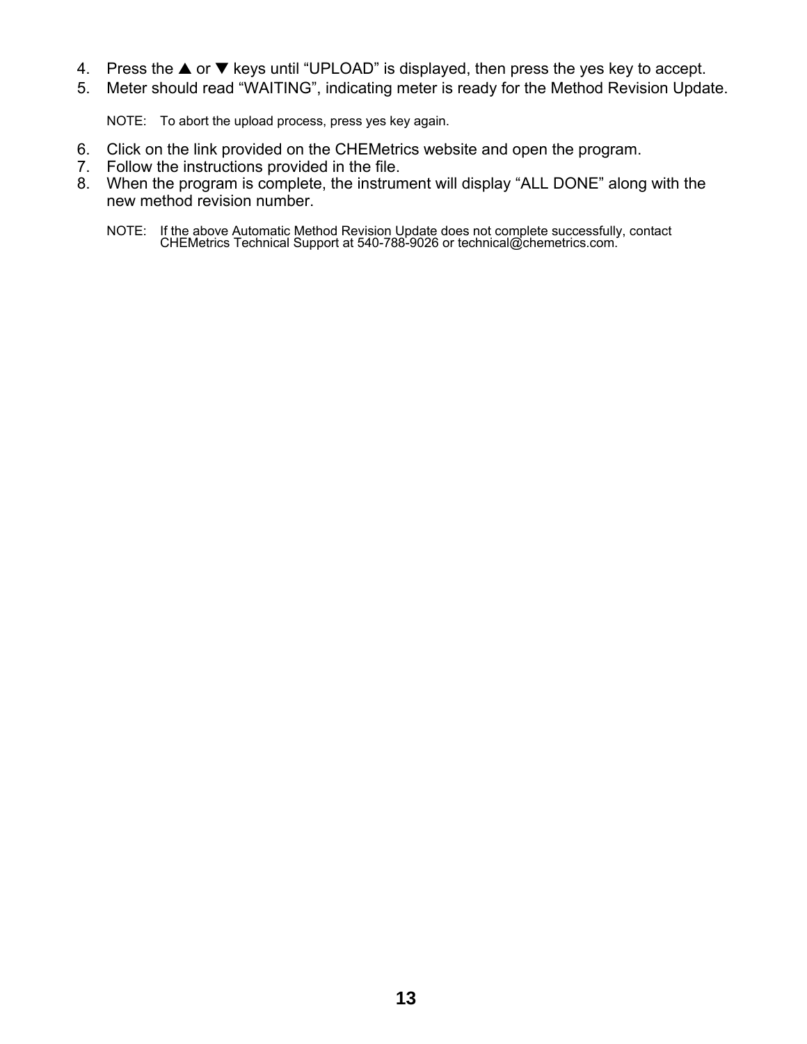4. Press the ▲ or ▼ keys until “UPLOAD” is displayed, then press the yes key to accept.
5. Meter should read “WAITING”, indicating meter is ready for the Method Revision Update.

   NOTE: To abort the upload process, press yes key again.

6. Click on the link provided on the CHEMetrics website and open the program.
7. Follow the instructions provided in the file.
8. When the program is complete, the instrument will display “ALL DONE” along with the new method revision number.

   NOTE: If the above Automatic Method Revision Update does not complete successfully, contact CHEMetrics Technical Support at 540-788-9026 or technical@chemetrics.com.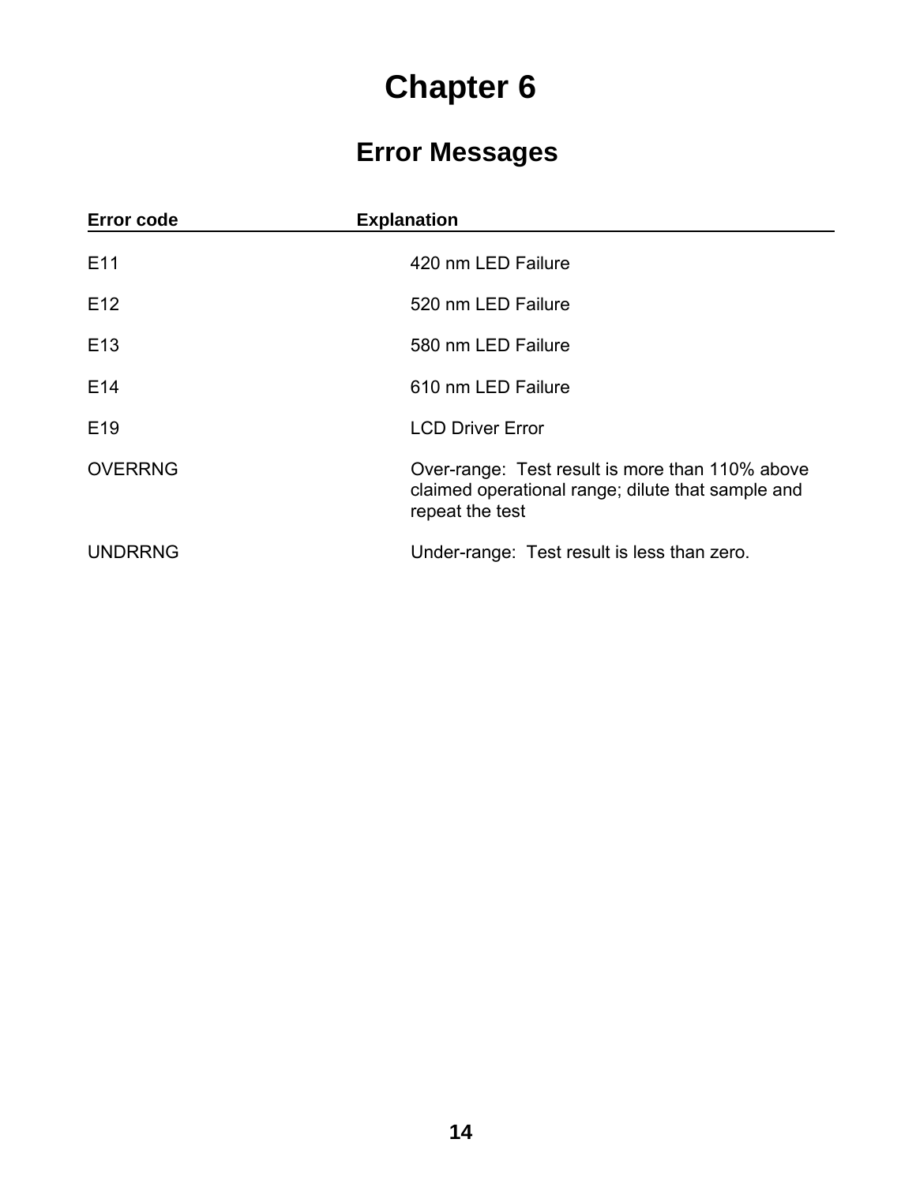# Chapter 6

## Error Messages

| Error code | Explanation |
| --- | --- |
| E11 | 420 nm LED Failure |
| E12 | 520 nm LED Failure |
| E13 | 580 nm LED Failure |
| E14 | 610 nm LED Failure |
| E19 | LCD Driver Error |
| OVERRNG | Over-range:  Test result is more than 110% above claimed operational range; dilute that sample and repeat the test |
| UNDRRNG | Under-range:  Test result is less than zero. |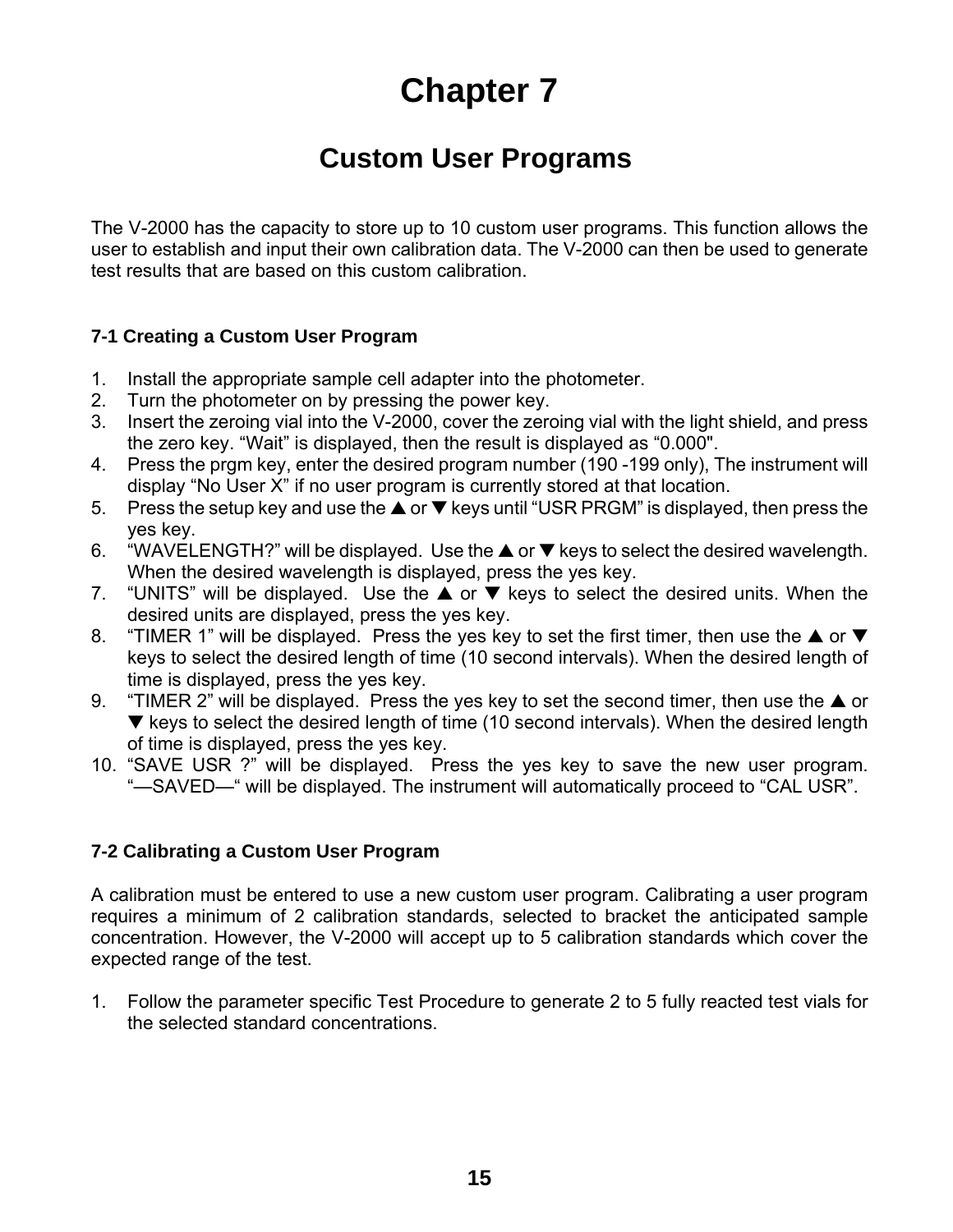# Chapter 7

## Custom User Programs

The V-2000 has the capacity to store up to 10 custom user programs. This function allows the user to establish and input their own calibration data. The V-2000 can then be used to generate test results that are based on this custom calibration.

### 7-1 Creating a Custom User Program

1. Install the appropriate sample cell adapter into the photometer.
2. Turn the photometer on by pressing the power key.
3. Insert the zeroing vial into the V-2000, cover the zeroing vial with the light shield, and press the zero key. "Wait" is displayed, then the result is displayed as "0.000".
4. Press the prgm key, enter the desired program number (190 -199 only), The instrument will display "No User X" if no user program is currently stored at that location.
5. Press the setup key and use the ▲ or ▼ keys until "USR PRGM" is displayed, then press the yes key.
6. "WAVELENGTH?" will be displayed. Use the ▲ or ▼ keys to select the desired wavelength. When the desired wavelength is displayed, press the yes key.
7. "UNITS" will be displayed. Use the ▲ or ▼ keys to select the desired units. When the desired units are displayed, press the yes key.
8. "TIMER 1" will be displayed. Press the yes key to set the first timer, then use the ▲ or ▼ keys to select the desired length of time (10 second intervals). When the desired length of time is displayed, press the yes key.
9. "TIMER 2" will be displayed. Press the yes key to set the second timer, then use the ▲ or ▼ keys to select the desired length of time (10 second intervals). When the desired length of time is displayed, press the yes key.
10. "SAVE USR ?" will be displayed. Press the yes key to save the new user program. "—SAVED—" will be displayed. The instrument will automatically proceed to "CAL USR".

### 7-2 Calibrating a Custom User Program

A calibration must be entered to use a new custom user program. Calibrating a user program requires a minimum of 2 calibration standards, selected to bracket the anticipated sample concentration. However, the V-2000 will accept up to 5 calibration standards which cover the expected range of the test.

1. Follow the parameter specific Test Procedure to generate 2 to 5 fully reacted test vials for the selected standard concentrations.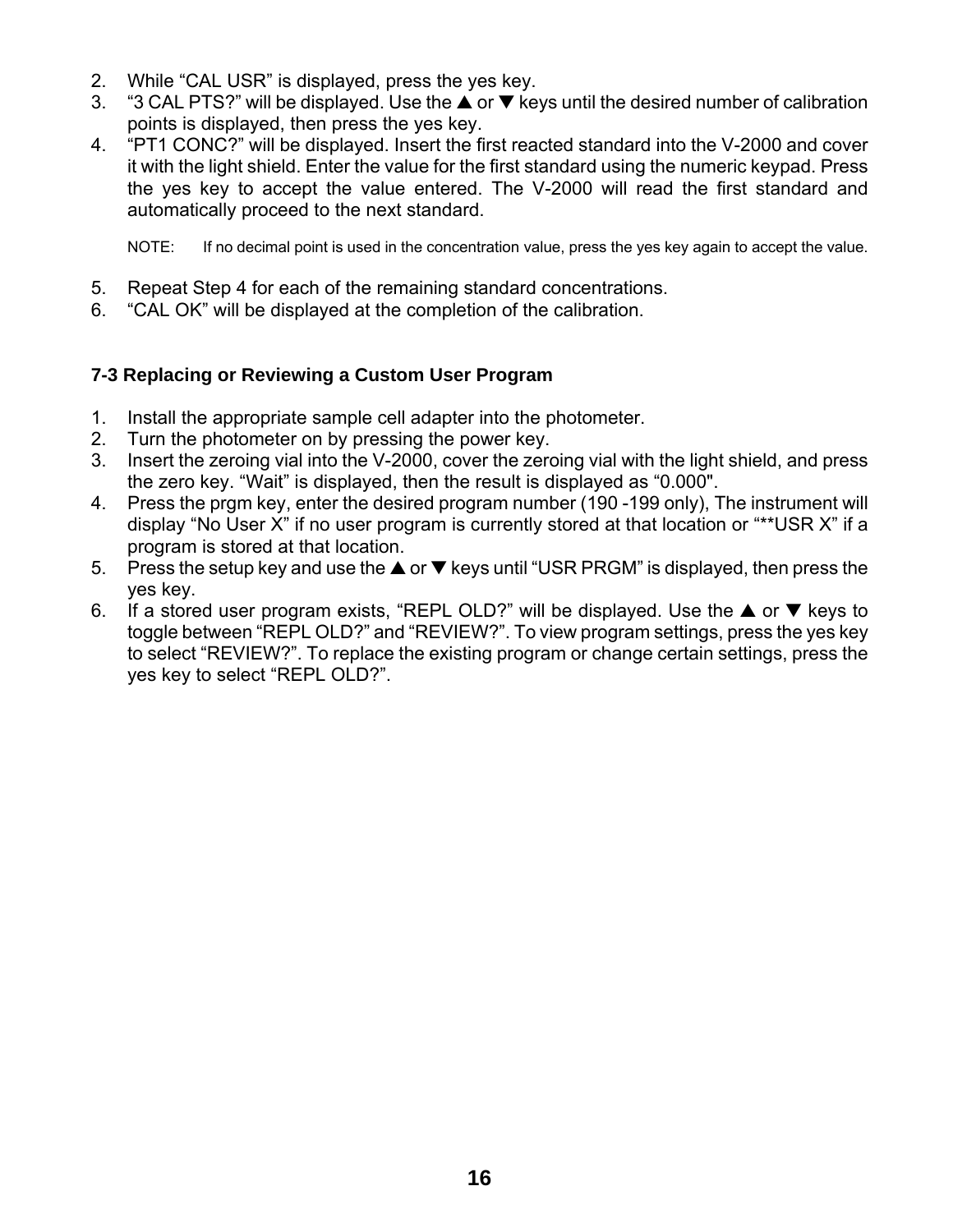2. While “CAL USR” is displayed, press the yes key.
3. “3 CAL PTS?” will be displayed. Use the ▲ or ▼ keys until the desired number of calibration points is displayed, then press the yes key.
4. “PT1 CONC?” will be displayed. Insert the first reacted standard into the V-2000 and cover it with the light shield. Enter the value for the first standard using the numeric keypad. Press the yes key to accept the value entered. The V-2000 will read the first standard and automatically proceed to the next standard.

   NOTE: If no decimal point is used in the concentration value, press the yes key again to accept the value.

5. Repeat Step 4 for each of the remaining standard concentrations.
6. “CAL OK” will be displayed at the completion of the calibration.

### 7-3 Replacing or Reviewing a Custom User Program

1. Install the appropriate sample cell adapter into the photometer.
2. Turn the photometer on by pressing the power key.
3. Insert the zeroing vial into the V-2000, cover the zeroing vial with the light shield, and press the zero key. “Wait” is displayed, then the result is displayed as “0.000".
4. Press the prgm key, enter the desired program number (190 -199 only), The instrument will display “No User X” if no user program is currently stored at that location or “**USR X” if a program is stored at that location.
5. Press the setup key and use the ▲ or ▼ keys until “USR PRGM” is displayed, then press the yes key.
6. If a stored user program exists, “REPL OLD?” will be displayed. Use the ▲ or ▼ keys to toggle between “REPL OLD?” and “REVIEW?”. To view program settings, press the yes key to select “REVIEW?”. To replace the existing program or change certain settings, press the yes key to select “REPL OLD?”.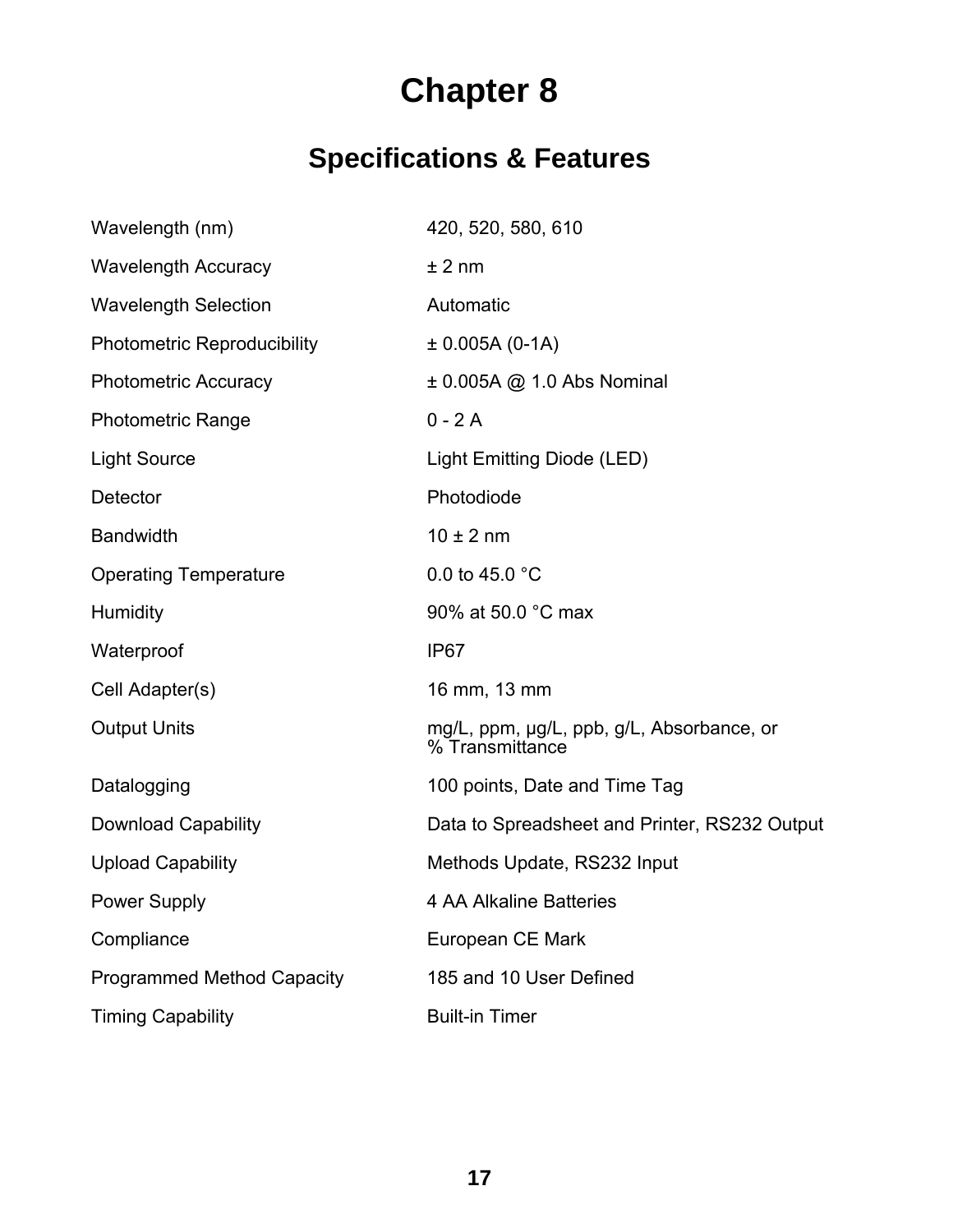# Chapter 8

## Specifications & Features

| | |
|---|---|
| Wavelength (nm) | 420, 520, 580, 610 |
| Wavelength Accuracy | ± 2 nm |
| Wavelength Selection | Automatic |
| Photometric Reproducibility | ± 0.005A (0-1A) |
| Photometric Accuracy | ± 0.005A @ 1.0 Abs Nominal |
| Photometric Range | 0 - 2 A |
| Light Source | Light Emitting Diode (LED) |
| Detector | Photodiode |
| Bandwidth | 10 ± 2 nm |
| Operating Temperature | 0.0 to 45.0 °C |
| Humidity | 90% at 50.0 °C max |
| Waterproof | IP67 |
| Cell Adapter(s) | 16 mm, 13 mm |
| Output Units | mg/L, ppm, µg/L, ppb, g/L, Absorbance, or % Transmittance |
| Datalogging | 100 points, Date and Time Tag |
| Download Capability | Data to Spreadsheet and Printer, RS232 Output |
| Upload Capability | Methods Update, RS232 Input |
| Power Supply | 4 AA Alkaline Batteries |
| Compliance | European CE Mark |
| Programmed Method Capacity | 185 and 10 User Defined |
| Timing Capability | Built-in Timer |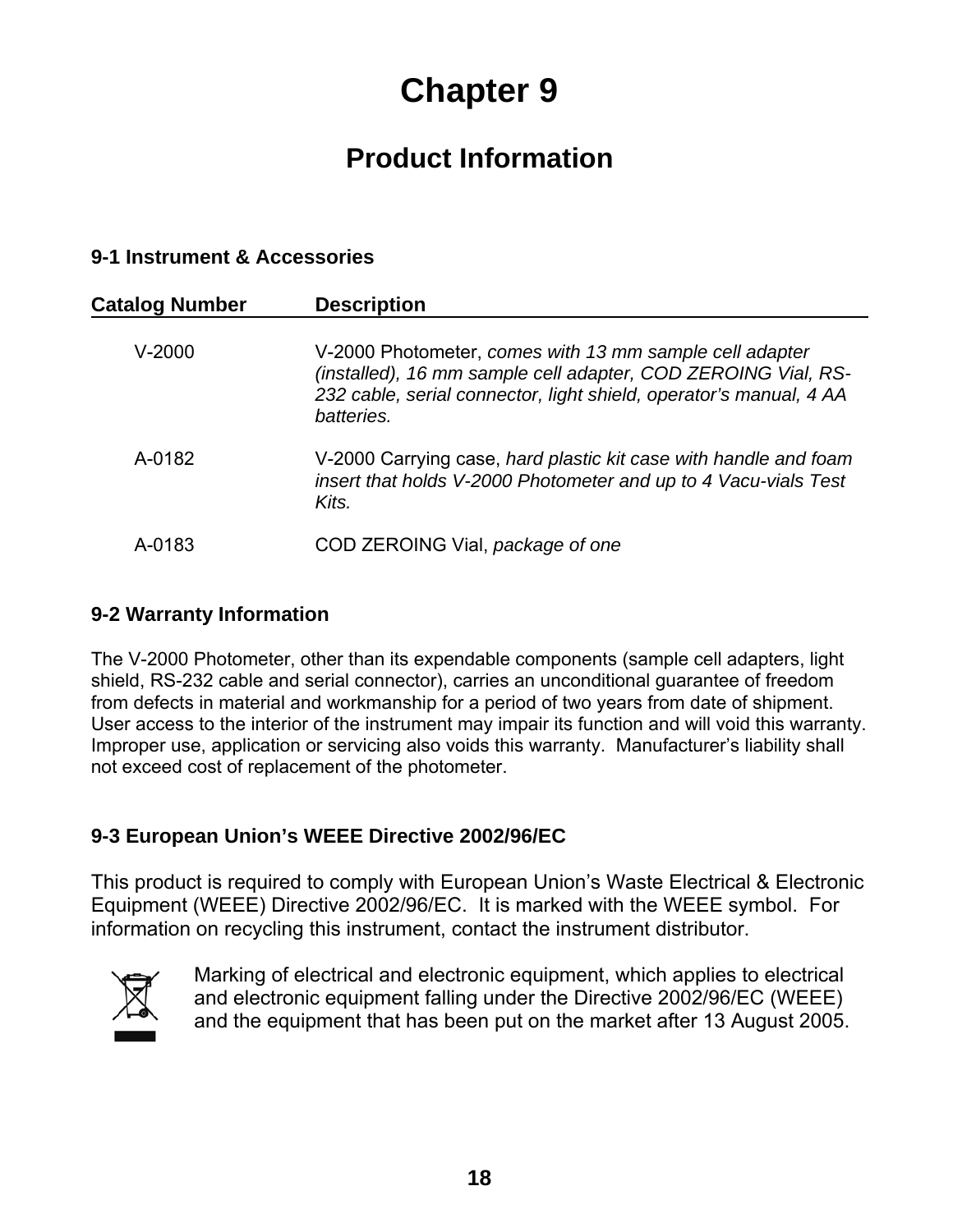# Chapter 9

## Product Information

### 9-1 Instrument & Accessories

| Catalog Number | Description |
|---|---|
| V-2000 | V-2000 Photometer, *comes with 13 mm sample cell adapter (installed), 16 mm sample cell adapter, COD ZEROING Vial, RS-232 cable, serial connector, light shield, operator's manual, 4 AA batteries.* |
| A-0182 | V-2000 Carrying case, *hard plastic kit case with handle and foam insert that holds V-2000 Photometer and up to 4 Vacu-vials Test Kits.* |
| A-0183 | COD ZEROING Vial, *package of one* |

### 9-2 Warranty Information

The V-2000 Photometer, other than its expendable components (sample cell adapters, light shield, RS-232 cable and serial connector), carries an unconditional guarantee of freedom from defects in material and workmanship for a period of two years from date of shipment. User access to the interior of the instrument may impair its function and will void this warranty. Improper use, application or servicing also voids this warranty. Manufacturer's liability shall not exceed cost of replacement of the photometer.

### 9-3 European Union's WEEE Directive 2002/96/EC

This product is required to comply with European Union's Waste Electrical & Electronic Equipment (WEEE) Directive 2002/96/EC. It is marked with the WEEE symbol. For information on recycling this instrument, contact the instrument distributor.

Marking of electrical and electronic equipment, which applies to electrical and electronic equipment falling under the Directive 2002/96/EC (WEEE) and the equipment that has been put on the market after 13 August 2005.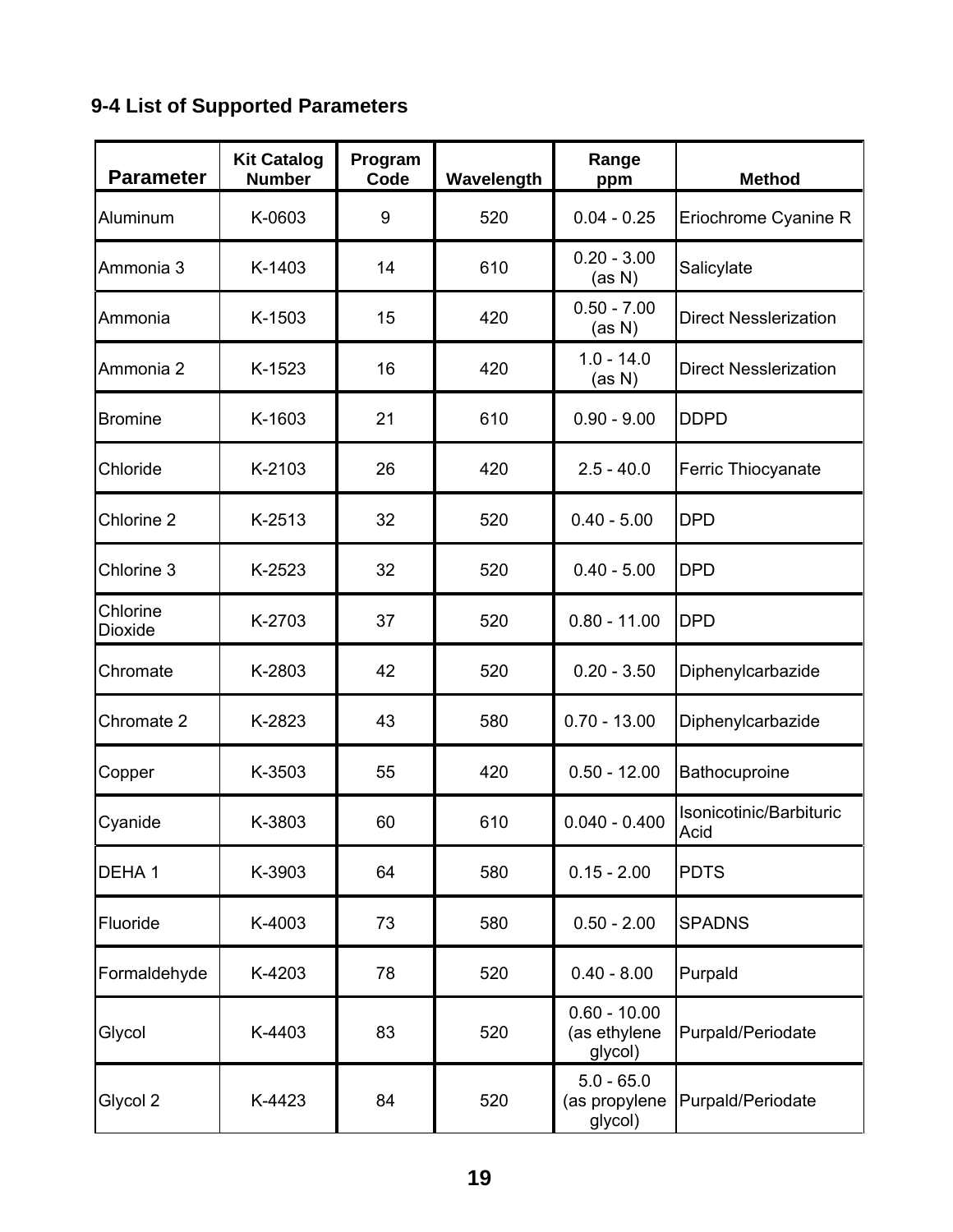### 9-4 List of Supported Parameters

| Parameter | Kit Catalog Number | Program Code | Wavelength | Range ppm | Method |
|---|---|---|---|---|---|
| Aluminum | K-0603 | 9 | 520 | 0.04 - 0.25 | Eriochrome Cyanine R |
| Ammonia 3 | K-1403 | 14 | 610 | 0.20 - 3.00 (as N) | Salicylate |
| Ammonia | K-1503 | 15 | 420 | 0.50 - 7.00 (as N) | Direct Nesslerization |
| Ammonia 2 | K-1523 | 16 | 420 | 1.0 - 14.0 (as N) | Direct Nesslerization |
| Bromine | K-1603 | 21 | 610 | 0.90 - 9.00 | DDPD |
| Chloride | K-2103 | 26 | 420 | 2.5 - 40.0 | Ferric Thiocyanate |
| Chlorine 2 | K-2513 | 32 | 520 | 0.40 - 5.00 | DPD |
| Chlorine 3 | K-2523 | 32 | 520 | 0.40 - 5.00 | DPD |
| Chlorine Dioxide | K-2703 | 37 | 520 | 0.80 - 11.00 | DPD |
| Chromate | K-2803 | 42 | 520 | 0.20 - 3.50 | Diphenylcarbazide |
| Chromate 2 | K-2823 | 43 | 580 | 0.70 - 13.00 | Diphenylcarbazide |
| Copper | K-3503 | 55 | 420 | 0.50 - 12.00 | Bathocuproine |
| Cyanide | K-3803 | 60 | 610 | 0.040 - 0.400 | Isonicotinic/Barbituric Acid |
| DEHA 1 | K-3903 | 64 | 580 | 0.15 - 2.00 | PDTS |
| Fluoride | K-4003 | 73 | 580 | 0.50 - 2.00 | SPADNS |
| Formaldehyde | K-4203 | 78 | 520 | 0.40 - 8.00 | Purpald |
| Glycol | K-4403 | 83 | 520 | 0.60 - 10.00 (as ethylene glycol) | Purpald/Periodate |
| Glycol 2 | K-4423 | 84 | 520 | 5.0 - 65.0 (as propylene glycol) | Purpald/Periodate |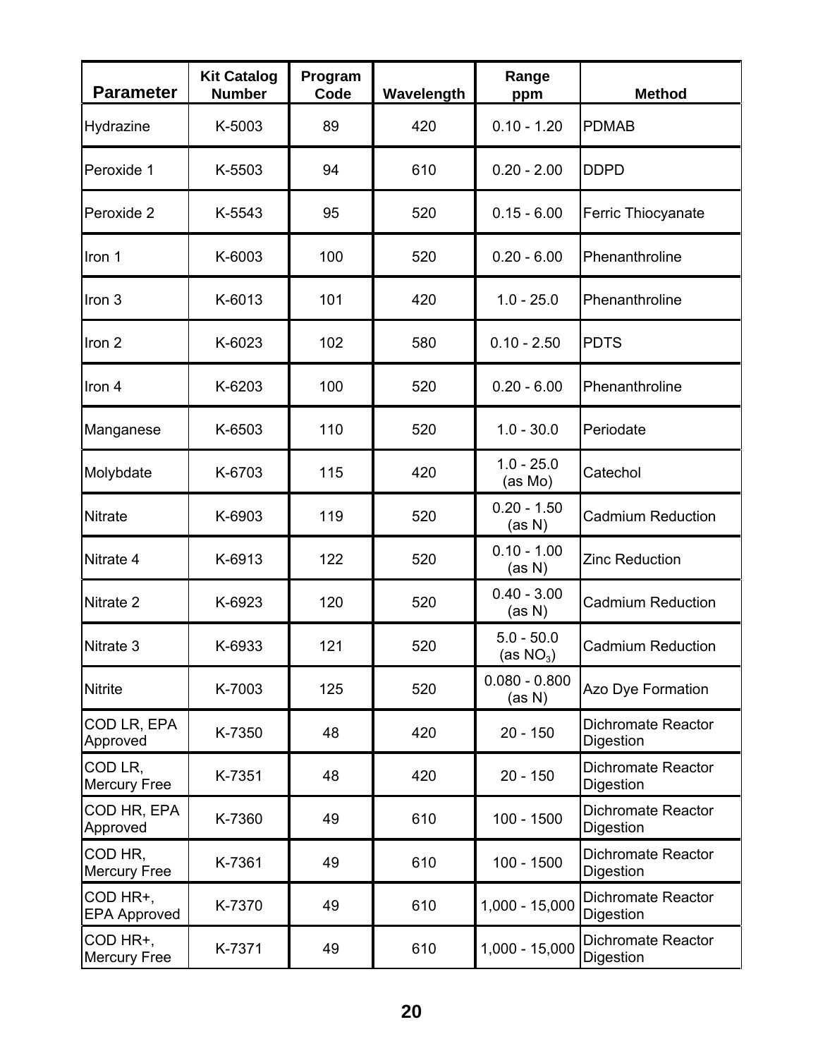| Parameter | Kit Catalog Number | Program Code | Wavelength | Range ppm | Method |
|---|---|---|---|---|---|
| Hydrazine | K-5003 | 89 | 420 | 0.10 - 1.20 | PDMAB |
| Peroxide 1 | K-5503 | 94 | 610 | 0.20 - 2.00 | DDPD |
| Peroxide 2 | K-5543 | 95 | 520 | 0.15 - 6.00 | Ferric Thiocyanate |
| Iron 1 | K-6003 | 100 | 520 | 0.20 - 6.00 | Phenanthroline |
| Iron 3 | K-6013 | 101 | 420 | 1.0 - 25.0 | Phenanthroline |
| Iron 2 | K-6023 | 102 | 580 | 0.10 - 2.50 | PDTS |
| Iron 4 | K-6203 | 100 | 520 | 0.20 - 6.00 | Phenanthroline |
| Manganese | K-6503 | 110 | 520 | 1.0 - 30.0 | Periodate |
| Molybdate | K-6703 | 115 | 420 | 1.0 - 25.0 (as Mo) | Catechol |
| Nitrate | K-6903 | 119 | 520 | 0.20 - 1.50 (as N) | Cadmium Reduction |
| Nitrate 4 | K-6913 | 122 | 520 | 0.10 - 1.00 (as N) | Zinc Reduction |
| Nitrate 2 | K-6923 | 120 | 520 | 0.40 - 3.00 (as N) | Cadmium Reduction |
| Nitrate 3 | K-6933 | 121 | 520 | 5.0 - 50.0 (as $NO_3$) | Cadmium Reduction |
| Nitrite | K-7003 | 125 | 520 | 0.080 - 0.800 (as N) | Azo Dye Formation |
| COD LR, EPA Approved | K-7350 | 48 | 420 | 20 - 150 | Dichromate Reactor Digestion |
| COD LR, Mercury Free | K-7351 | 48 | 420 | 20 - 150 | Dichromate Reactor Digestion |
| COD HR, EPA Approved | K-7360 | 49 | 610 | 100 - 1500 | Dichromate Reactor Digestion |
| COD HR, Mercury Free | K-7361 | 49 | 610 | 100 - 1500 | Dichromate Reactor Digestion |
| COD HR+, EPA Approved | K-7370 | 49 | 610 | 1,000 - 15,000 | Dichromate Reactor Digestion |
| COD HR+, Mercury Free | K-7371 | 49 | 610 | 1,000 - 15,000 | Dichromate Reactor Digestion |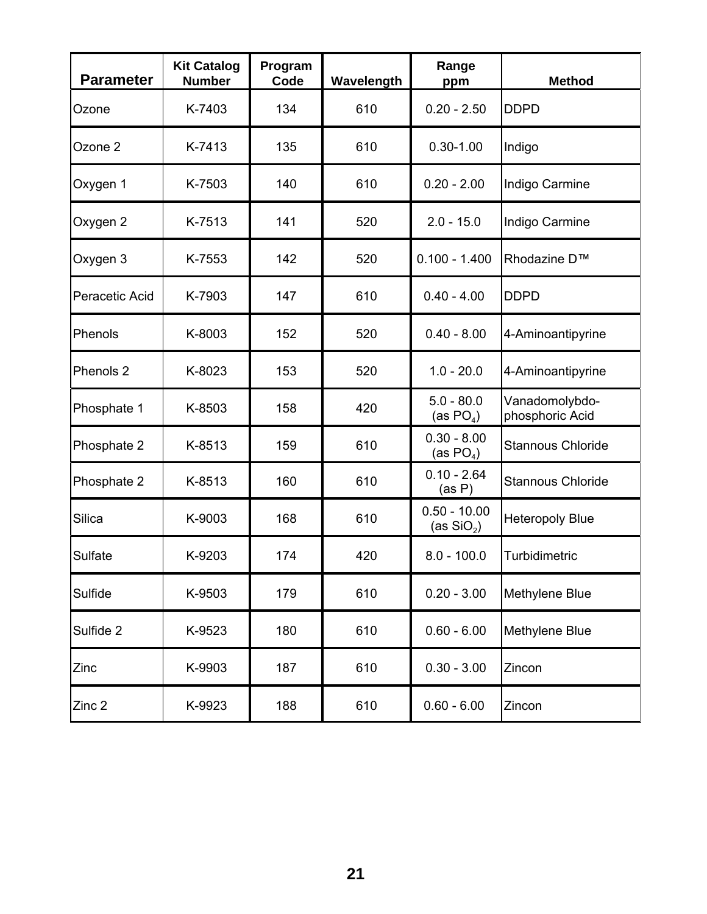| Parameter | Kit Catalog Number | Program Code | Wavelength | Range ppm | Method |
|---|---|---|---|---|---|
| Ozone | K-7403 | 134 | 610 | 0.20 - 2.50 | DDPD |
| Ozone 2 | K-7413 | 135 | 610 | 0.30-1.00 | Indigo |
| Oxygen 1 | K-7503 | 140 | 610 | 0.20 - 2.00 | Indigo Carmine |
| Oxygen 2 | K-7513 | 141 | 520 | 2.0 - 15.0 | Indigo Carmine |
| Oxygen 3 | K-7553 | 142 | 520 | 0.100 - 1.400 | Rhodazine D™ |
| Peracetic Acid | K-7903 | 147 | 610 | 0.40 - 4.00 | DDPD |
| Phenols | K-8003 | 152 | 520 | 0.40 - 8.00 | 4-Aminoantipyrine |
| Phenols 2 | K-8023 | 153 | 520 | 1.0 - 20.0 | 4-Aminoantipyrine |
| Phosphate 1 | K-8503 | 158 | 420 | 5.0 - 80.0 (as $PO_4$) | Vanadomolybdo-phosphoric Acid |
| Phosphate 2 | K-8513 | 159 | 610 | 0.30 - 8.00 (as $PO_4$) | Stannous Chloride |
| Phosphate 2 | K-8513 | 160 | 610 | 0.10 - 2.64 (as P) | Stannous Chloride |
| Silica | K-9003 | 168 | 610 | 0.50 - 10.00 (as $SiO_2$) | Heteropoly Blue |
| Sulfate | K-9203 | 174 | 420 | 8.0 - 100.0 | Turbidimetric |
| Sulfide | K-9503 | 179 | 610 | 0.20 - 3.00 | Methylene Blue |
| Sulfide 2 | K-9523 | 180 | 610 | 0.60 - 6.00 | Methylene Blue |
| Zinc | K-9903 | 187 | 610 | 0.30 - 3.00 | Zincon |
| Zinc 2 | K-9923 | 188 | 610 | 0.60 - 6.00 | Zincon |